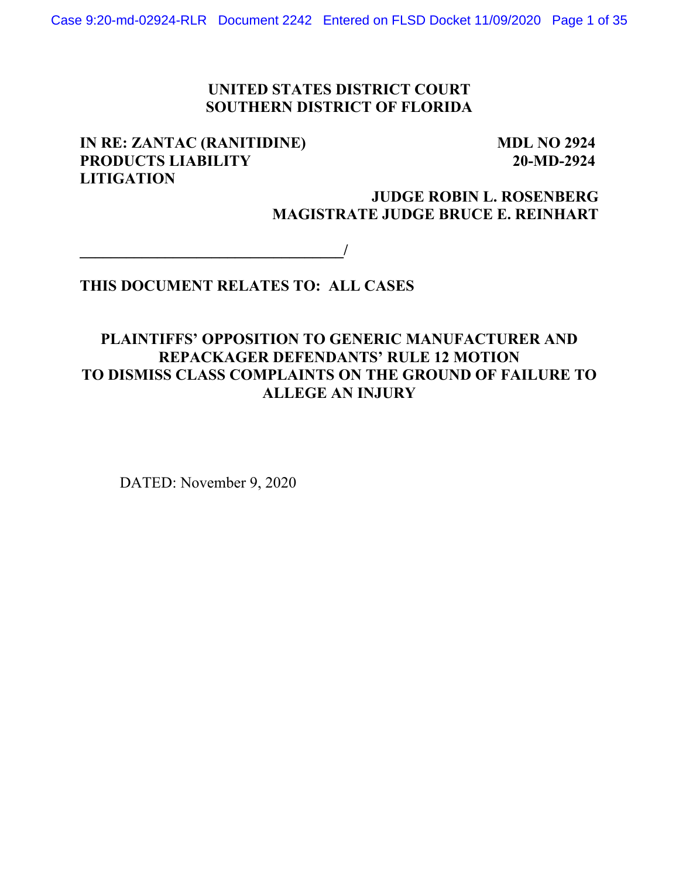**UNITED STATES DISTRICT COURT**
**SOUTHERN DISTRICT OF FLORIDA**

**IN RE: ZANTAC (RANITIDINE) PRODUCTS LIABILITY LITIGATION**

**MDL NO 2924**
**20-MD-2924**

**JUDGE ROBIN L. ROSENBERG**
**MAGISTRATE JUDGE BRUCE E. REINHART**

**__________________________________/**

**THIS DOCUMENT RELATES TO: ALL CASES**

**PLAINTIFFS' OPPOSITION TO GENERIC MANUFACTURER AND REPACKAGER DEFENDANTS' RULE 12 MOTION TO DISMISS CLASS COMPLAINTS ON THE GROUND OF FAILURE TO ALLEGE AN INJURY**

DATED: November 9, 2020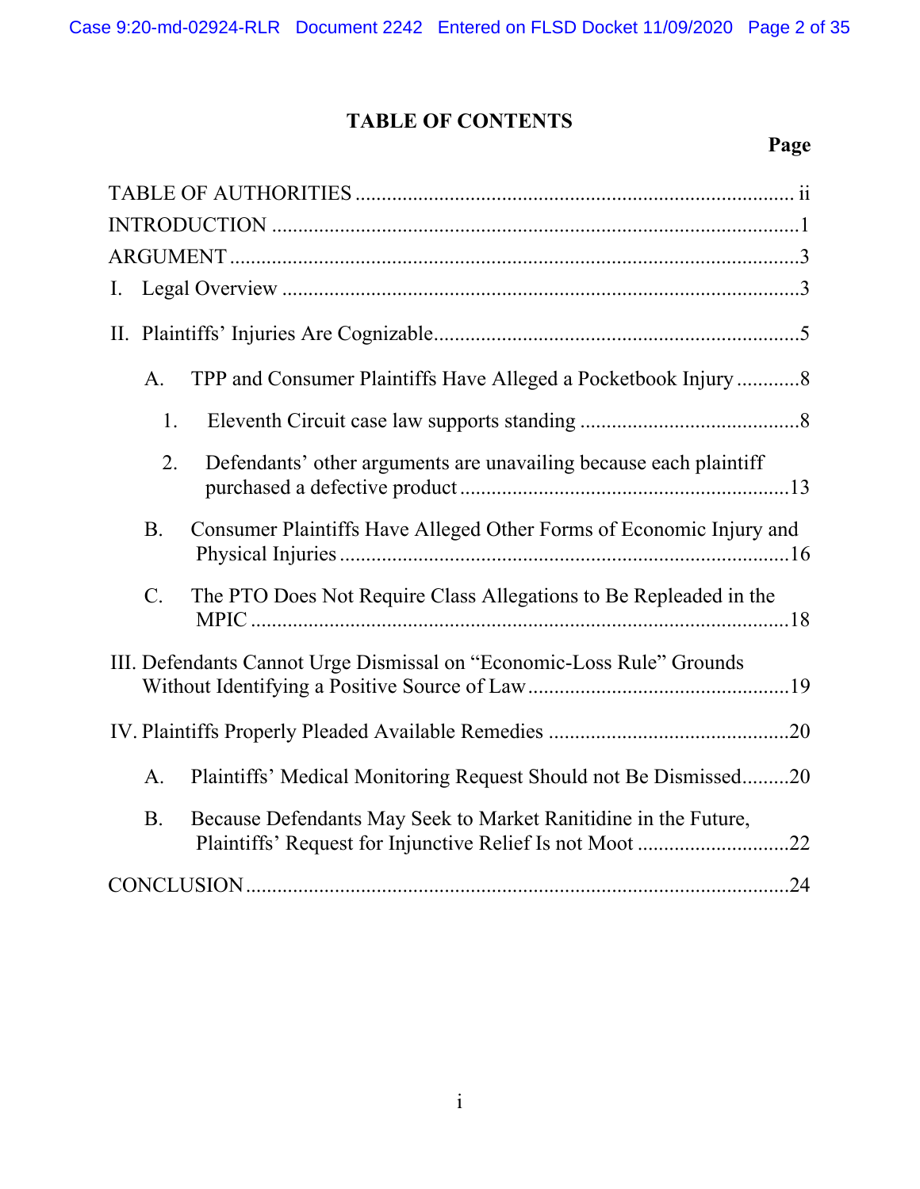# TABLE OF CONTENTS

| | Page |
|---|---|
| TABLE OF AUTHORITIES | ii |
| INTRODUCTION | 1 |
| ARGUMENT | 3 |
| I. Legal Overview | 3 |
| II. Plaintiffs' Injuries Are Cognizable | 5 |
| A. TPP and Consumer Plaintiffs Have Alleged a Pocketbook Injury | 8 |
| 1. Eleventh Circuit case law supports standing | 8 |
| 2. Defendants' other arguments are unavailing because each plaintiff purchased a defective product | 13 |
| B. Consumer Plaintiffs Have Alleged Other Forms of Economic Injury and Physical Injuries | 16 |
| C. The PTO Does Not Require Class Allegations to Be Repleaded in the MPIC | 18 |
| III. Defendants Cannot Urge Dismissal on "Economic-Loss Rule" Grounds Without Identifying a Positive Source of Law | 19 |
| IV. Plaintiffs Properly Pleaded Available Remedies | 20 |
| A. Plaintiffs' Medical Monitoring Request Should not Be Dismissed | 20 |
| B. Because Defendants May Seek to Market Ranitidine in the Future, Plaintiffs' Request for Injunctive Relief Is not Moot | 22 |
| CONCLUSION | 24 |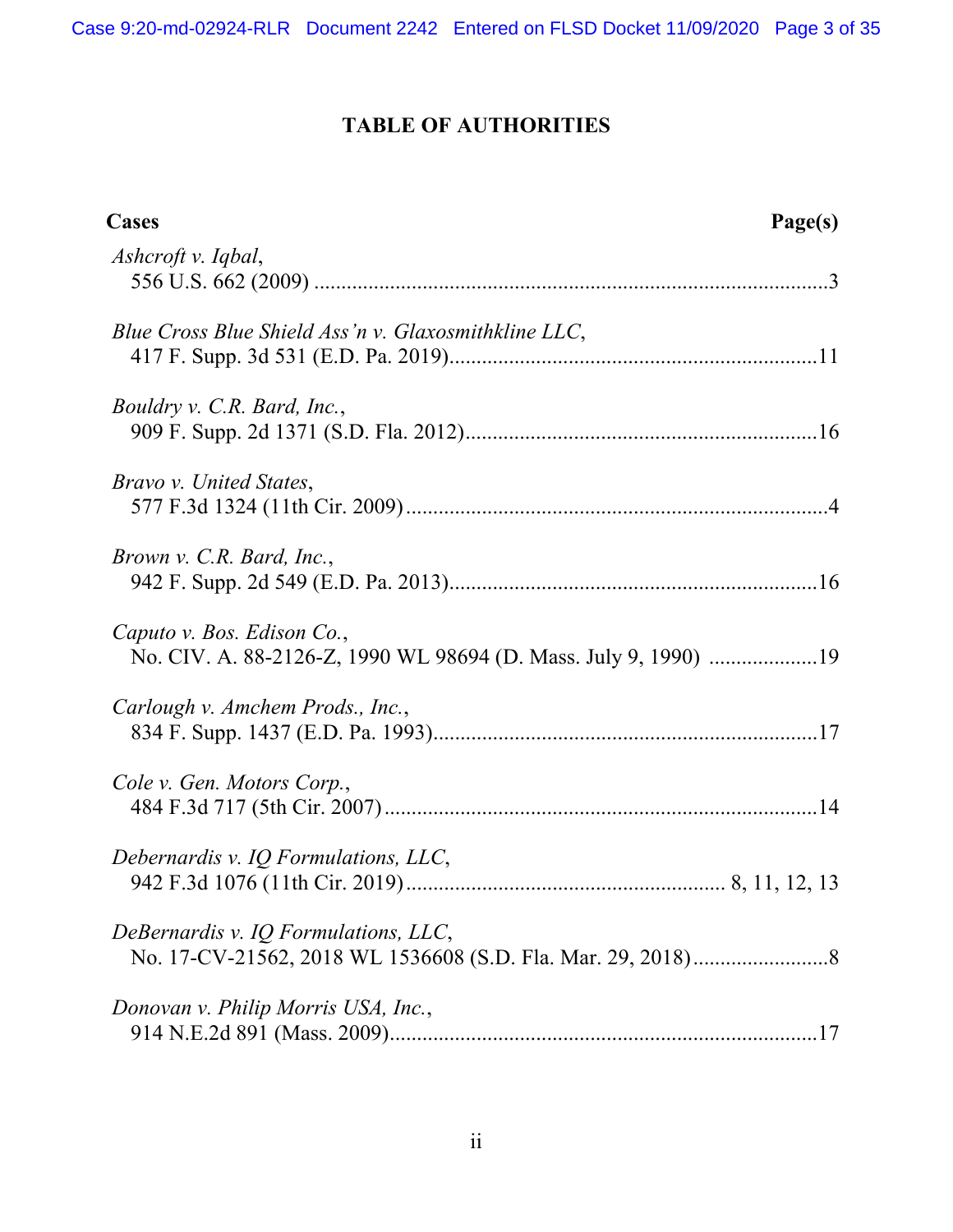# TABLE OF AUTHORITIES

**Cases** **Page(s)**

*Ashcroft v. Iqbal*,
556 U.S. 662 (2009) ...............................................................................................3

*Blue Cross Blue Shield Ass'n v. Glaxosmithkline LLC*,
417 F. Supp. 3d 531 (E.D. Pa. 2019)...................................................................11

*Bouldry v. C.R. Bard, Inc.*,
909 F. Supp. 2d 1371 (S.D. Fla. 2012).................................................................16

*Bravo v. United States*,
577 F.3d 1324 (11th Cir. 2009).............................................................................4

*Brown v. C.R. Bard, Inc.*,
942 F. Supp. 2d 549 (E.D. Pa. 2013)....................................................................16

*Caputo v. Bos. Edison Co.*,
No. CIV. A. 88-2126-Z, 1990 WL 98694 (D. Mass. July 9, 1990) ....................19

*Carlough v. Amchem Prods., Inc.*,
834 F. Supp. 1437 (E.D. Pa. 1993).......................................................................17

*Cole v. Gen. Motors Corp.*,
484 F.3d 717 (5th Cir. 2007)................................................................................14

*Debernardis v. IQ Formulations, LLC*,
942 F.3d 1076 (11th Cir. 2019).......................................................... 8, 11, 12, 13

*DeBernardis v. IQ Formulations, LLC*,
No. 17-CV-21562, 2018 WL 1536608 (S.D. Fla. Mar. 29, 2018).........................8

*Donovan v. Philip Morris USA, Inc.*,
914 N.E.2d 891 (Mass. 2009)...............................................................................17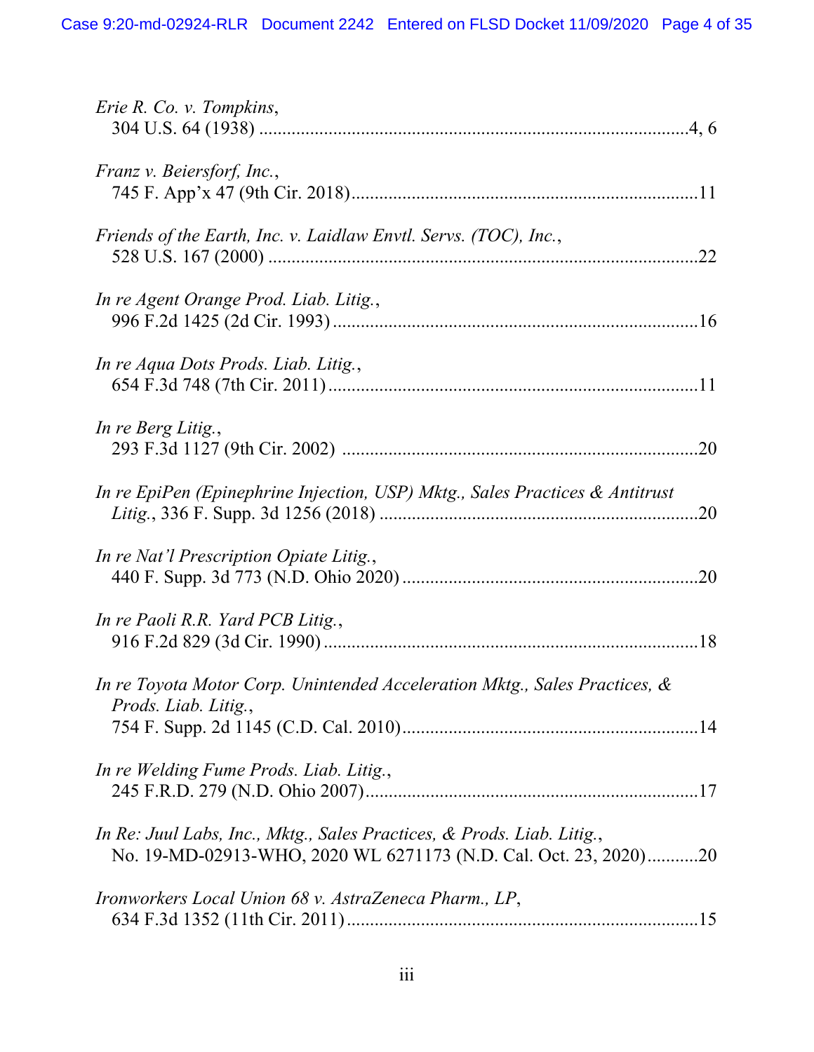*Erie R. Co. v. Tompkins*,
304 U.S. 64 (1938) ............................................................................................4, 6

*Franz v. Beiersforf, Inc.*,
745 F. App'x 47 (9th Cir. 2018).........................................................................11

*Friends of the Earth, Inc. v. Laidlaw Envtl. Servs. (TOC), Inc.*,
528 U.S. 167 (2000) ...........................................................................................22

*In re Agent Orange Prod. Liab. Litig.*,
996 F.2d 1425 (2d Cir. 1993) .............................................................................16

*In re Aqua Dots Prods. Liab. Litig.*,
654 F.3d 748 (7th Cir. 2011)...............................................................................11

*In re Berg Litig.*,
293 F.3d 1127 (9th Cir. 2002) ............................................................................20

*In re EpiPen (Epinephrine Injection, USP) Mktg., Sales Practices & Antitrust Litig.*, 336 F. Supp. 3d 1256 (2018) ....................................................................20

*In re Nat'l Prescription Opiate Litig.*,
440 F. Supp. 3d 773 (N.D. Ohio 2020) ...............................................................20

*In re Paoli R.R. Yard PCB Litig.*,
916 F.2d 829 (3d Cir. 1990) ................................................................................18

*In re Toyota Motor Corp. Unintended Acceleration Mktg., Sales Practices, & Prods. Liab. Litig.*,
754 F. Supp. 2d 1145 (C.D. Cal. 2010)...............................................................14

*In re Welding Fume Prods. Liab. Litig.*,
245 F.R.D. 279 (N.D. Ohio 2007).......................................................................17

*In Re: Juul Labs, Inc., Mktg., Sales Practices, & Prods. Liab. Litig.*,
No. 19-MD-02913-WHO, 2020 WL 6271173 (N.D. Cal. Oct. 23, 2020)...........20

*Ironworkers Local Union 68 v. AstraZeneca Pharm., LP*,
634 F.3d 1352 (11th Cir. 2011)...........................................................................15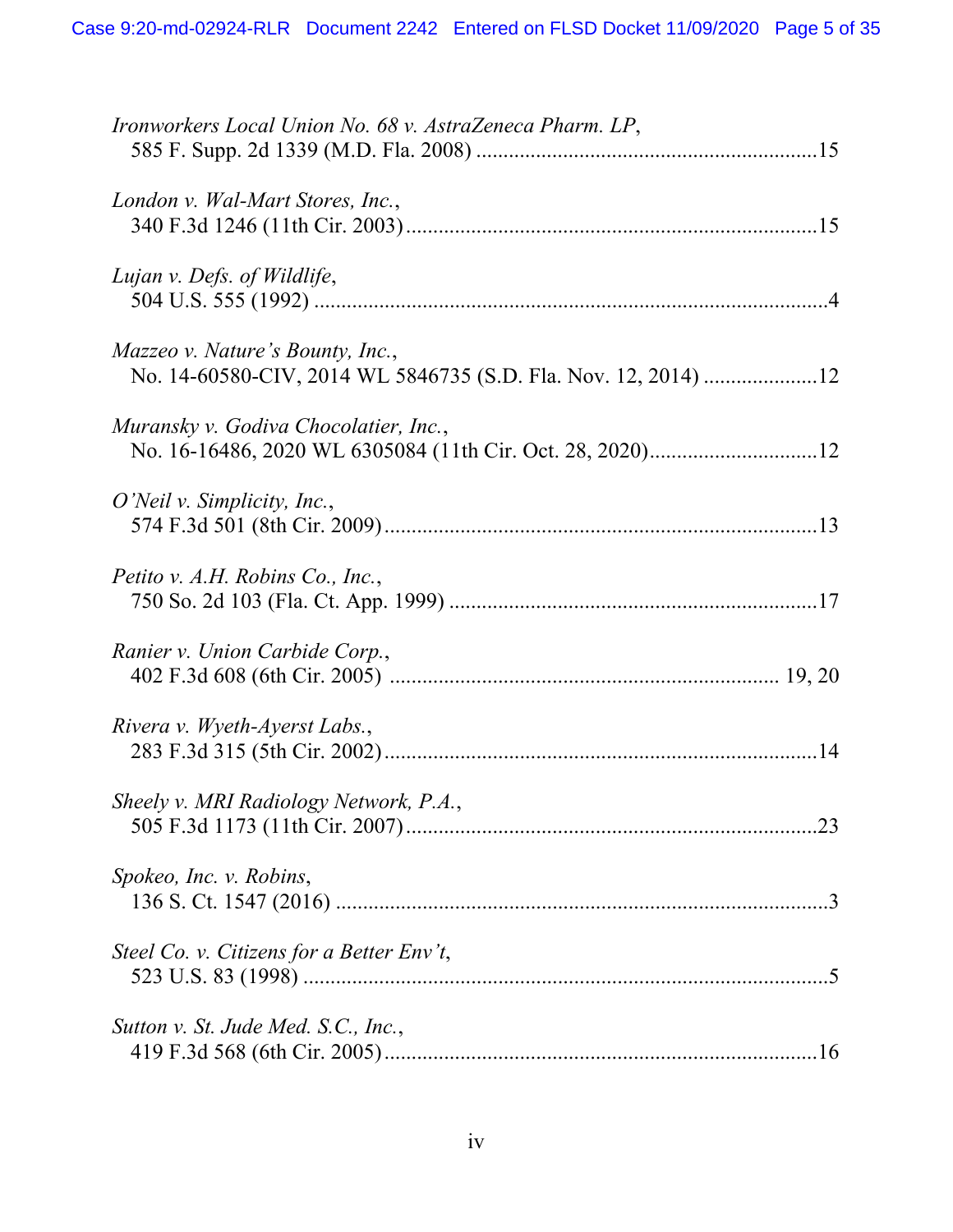*Ironworkers Local Union No. 68 v. AstraZeneca Pharm. LP*,
585 F. Supp. 2d 1339 (M.D. Fla. 2008) ....................15

*London v. Wal-Mart Stores, Inc.*,
340 F.3d 1246 (11th Cir. 2003) ....................15

*Lujan v. Defs. of Wildlife*,
504 U.S. 555 (1992) ....................4

*Mazzeo v. Nature's Bounty, Inc.*,
No. 14-60580-CIV, 2014 WL 5846735 (S.D. Fla. Nov. 12, 2014) ....................12

*Muransky v. Godiva Chocolatier, Inc.*,
No. 16-16486, 2020 WL 6305084 (11th Cir. Oct. 28, 2020) ....................12

*O'Neil v. Simplicity, Inc.*,
574 F.3d 501 (8th Cir. 2009) ....................13

*Petito v. A.H. Robins Co., Inc.*,
750 So. 2d 103 (Fla. Ct. App. 1999) ....................17

*Ranier v. Union Carbide Corp.*,
402 F.3d 608 (6th Cir. 2005) ....................19, 20

*Rivera v. Wyeth-Ayerst Labs.*,
283 F.3d 315 (5th Cir. 2002) ....................14

*Sheely v. MRI Radiology Network, P.A.*,
505 F.3d 1173 (11th Cir. 2007) ....................23

*Spokeo, Inc. v. Robins*,
136 S. Ct. 1547 (2016) ....................3

*Steel Co. v. Citizens for a Better Env't*,
523 U.S. 83 (1998) ....................5

*Sutton v. St. Jude Med. S.C., Inc.*,
419 F.3d 568 (6th Cir. 2005) ....................16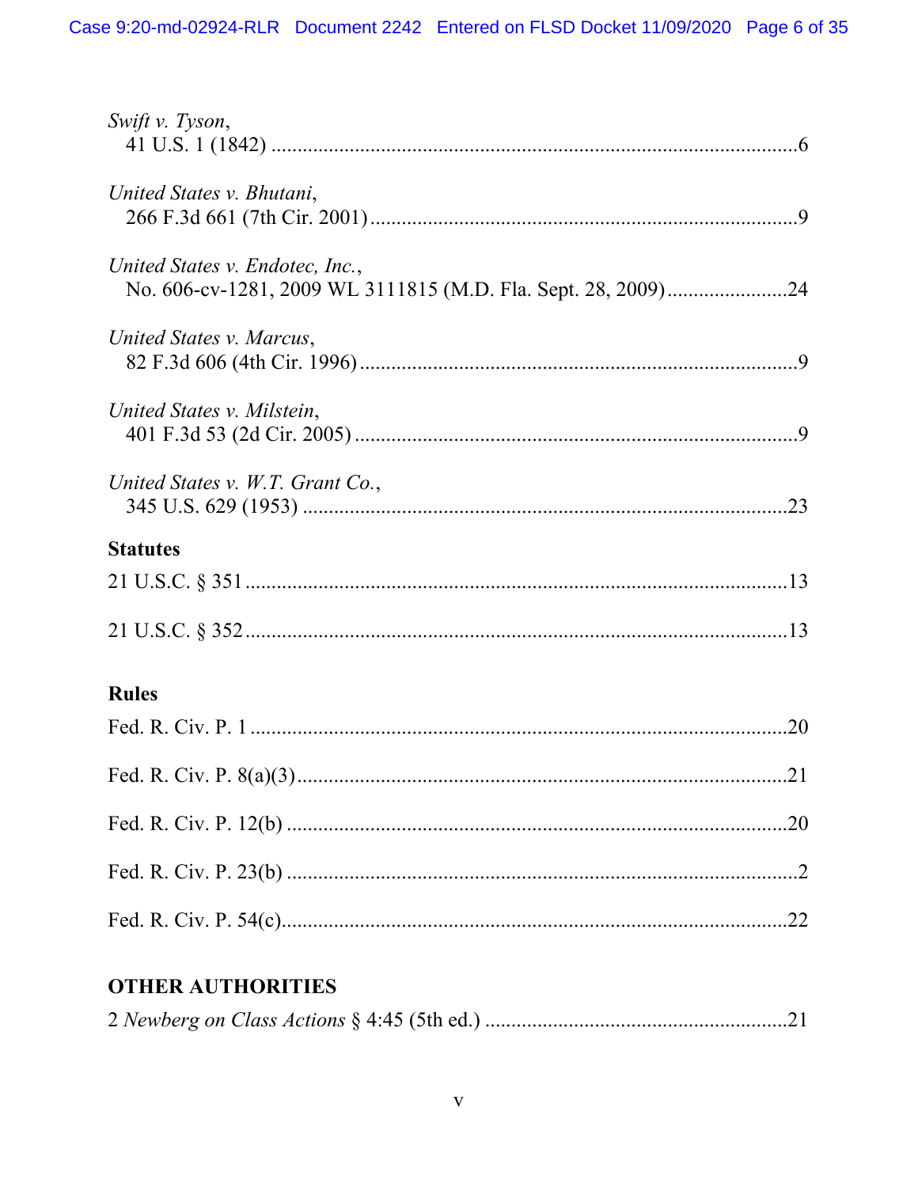*Swift v. Tyson*,
41 U.S. 1 (1842) ....................................................................................................6

*United States v. Bhutani*,
266 F.3d 661 (7th Cir. 2001) ..................................................................................9

*United States v. Endotec, Inc.*,
No. 606-cv-1281, 2009 WL 3111815 (M.D. Fla. Sept. 28, 2009) .......................24

*United States v. Marcus*,
82 F.3d 606 (4th Cir. 1996) ....................................................................................9

*United States v. Milstein*,
401 F.3d 53 (2d Cir. 2005) .....................................................................................9

*United States v. W.T. Grant Co.*,
345 U.S. 629 (1953) .............................................................................................23

**Statutes**

21 U.S.C. § 351 .......................................................................................................13

21 U.S.C. § 352 .......................................................................................................13

**Rules**

Fed. R. Civ. P. 1 .......................................................................................................20

Fed. R. Civ. P. 8(a)(3) ..............................................................................................21

Fed. R. Civ. P. 12(b) ................................................................................................20

Fed. R. Civ. P. 23(b) ..................................................................................................2

Fed. R. Civ. P. 54(c) .................................................................................................22

**OTHER AUTHORITIES**

2 *Newberg on Class Actions* § 4:45 (5th ed.) ..........................................................21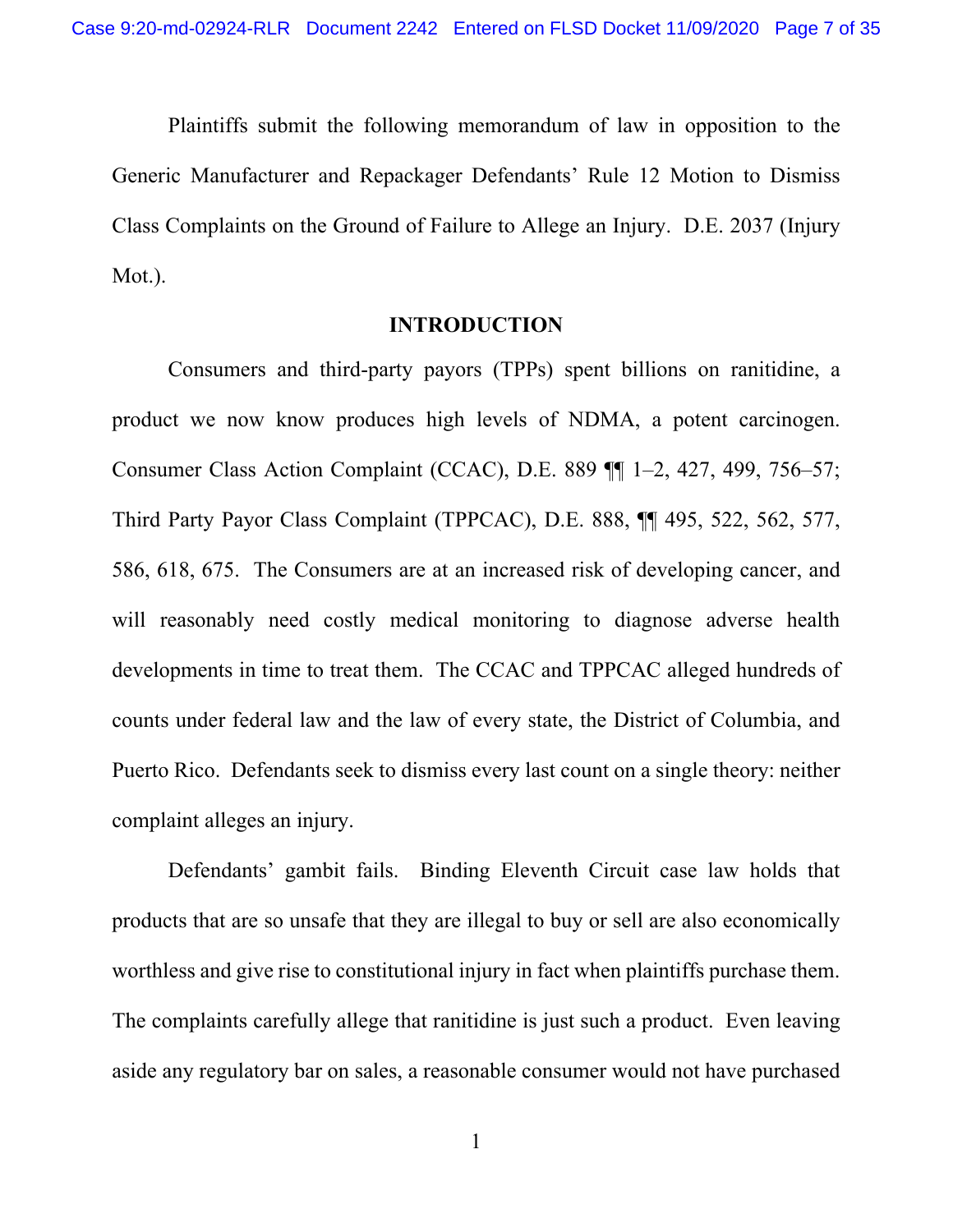Plaintiffs submit the following memorandum of law in opposition to the Generic Manufacturer and Repackager Defendants' Rule 12 Motion to Dismiss Class Complaints on the Ground of Failure to Allege an Injury. D.E. 2037 (Injury Mot.).

## INTRODUCTION

Consumers and third-party payors (TPPs) spent billions on ranitidine, a product we now know produces high levels of NDMA, a potent carcinogen. Consumer Class Action Complaint (CCAC), D.E. 889 ¶¶ 1–2, 427, 499, 756–57; Third Party Payor Class Complaint (TPPCAC), D.E. 888, ¶¶ 495, 522, 562, 577, 586, 618, 675. The Consumers are at an increased risk of developing cancer, and will reasonably need costly medical monitoring to diagnose adverse health developments in time to treat them. The CCAC and TPPCAC alleged hundreds of counts under federal law and the law of every state, the District of Columbia, and Puerto Rico. Defendants seek to dismiss every last count on a single theory: neither complaint alleges an injury.

Defendants' gambit fails. Binding Eleventh Circuit case law holds that products that are so unsafe that they are illegal to buy or sell are also economically worthless and give rise to constitutional injury in fact when plaintiffs purchase them. The complaints carefully allege that ranitidine is just such a product. Even leaving aside any regulatory bar on sales, a reasonable consumer would not have purchased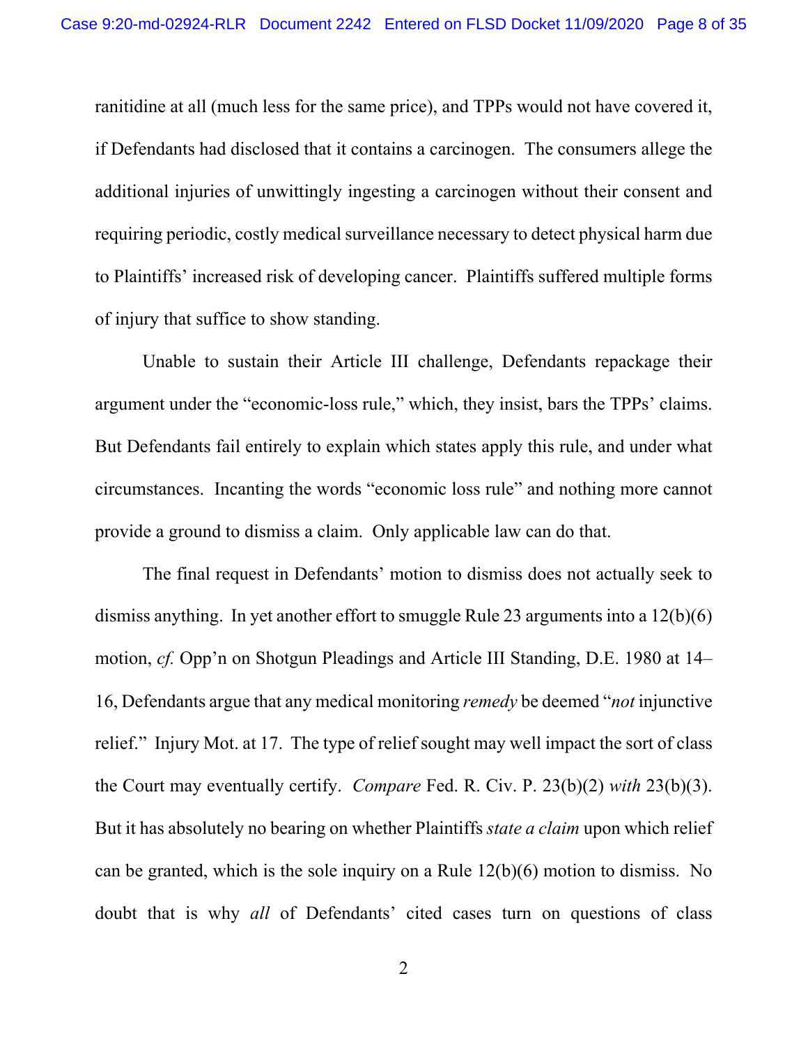ranitidine at all (much less for the same price), and TPPs would not have covered it, if Defendants had disclosed that it contains a carcinogen. The consumers allege the additional injuries of unwittingly ingesting a carcinogen without their consent and requiring periodic, costly medical surveillance necessary to detect physical harm due to Plaintiffs' increased risk of developing cancer. Plaintiffs suffered multiple forms of injury that suffice to show standing.

Unable to sustain their Article III challenge, Defendants repackage their argument under the "economic-loss rule," which, they insist, bars the TPPs' claims. But Defendants fail entirely to explain which states apply this rule, and under what circumstances. Incanting the words "economic loss rule" and nothing more cannot provide a ground to dismiss a claim. Only applicable law can do that.

The final request in Defendants' motion to dismiss does not actually seek to dismiss anything. In yet another effort to smuggle Rule 23 arguments into a 12(b)(6) motion, *cf.* Opp'n on Shotgun Pleadings and Article III Standing, D.E. 1980 at 14–16, Defendants argue that any medical monitoring *remedy* be deemed "*not* injunctive relief." Injury Mot. at 17. The type of relief sought may well impact the sort of class the Court may eventually certify. *Compare* Fed. R. Civ. P. 23(b)(2) *with* 23(b)(3). But it has absolutely no bearing on whether Plaintiffs *state a claim* upon which relief can be granted, which is the sole inquiry on a Rule 12(b)(6) motion to dismiss. No doubt that is why *all* of Defendants' cited cases turn on questions of class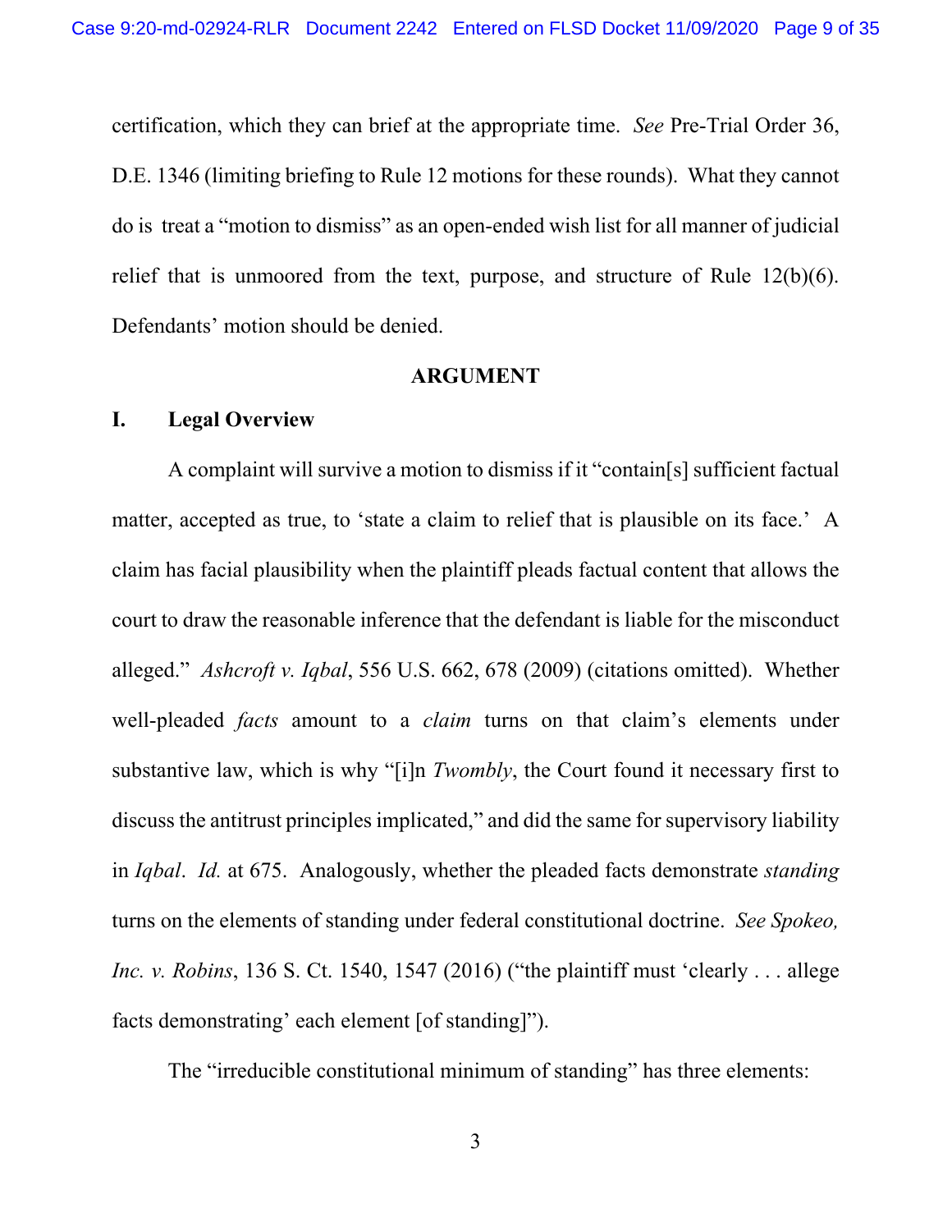certification, which they can brief at the appropriate time. *See* Pre-Trial Order 36, D.E. 1346 (limiting briefing to Rule 12 motions for these rounds). What they cannot do is treat a "motion to dismiss" as an open-ended wish list for all manner of judicial relief that is unmoored from the text, purpose, and structure of Rule 12(b)(6). Defendants' motion should be denied.

## ARGUMENT

### I. Legal Overview

A complaint will survive a motion to dismiss if it "contain[s] sufficient factual matter, accepted as true, to 'state a claim to relief that is plausible on its face.' A claim has facial plausibility when the plaintiff pleads factual content that allows the court to draw the reasonable inference that the defendant is liable for the misconduct alleged." *Ashcroft v. Iqbal*, 556 U.S. 662, 678 (2009) (citations omitted). Whether well-pleaded *facts* amount to a *claim* turns on that claim's elements under substantive law, which is why "[i]n *Twombly*, the Court found it necessary first to discuss the antitrust principles implicated," and did the same for supervisory liability in *Iqbal*. *Id.* at 675. Analogously, whether the pleaded facts demonstrate *standing* turns on the elements of standing under federal constitutional doctrine. *See Spokeo, Inc. v. Robins*, 136 S. Ct. 1540, 1547 (2016) ("the plaintiff must 'clearly . . . allege facts demonstrating' each element [of standing]").

The "irreducible constitutional minimum of standing" has three elements: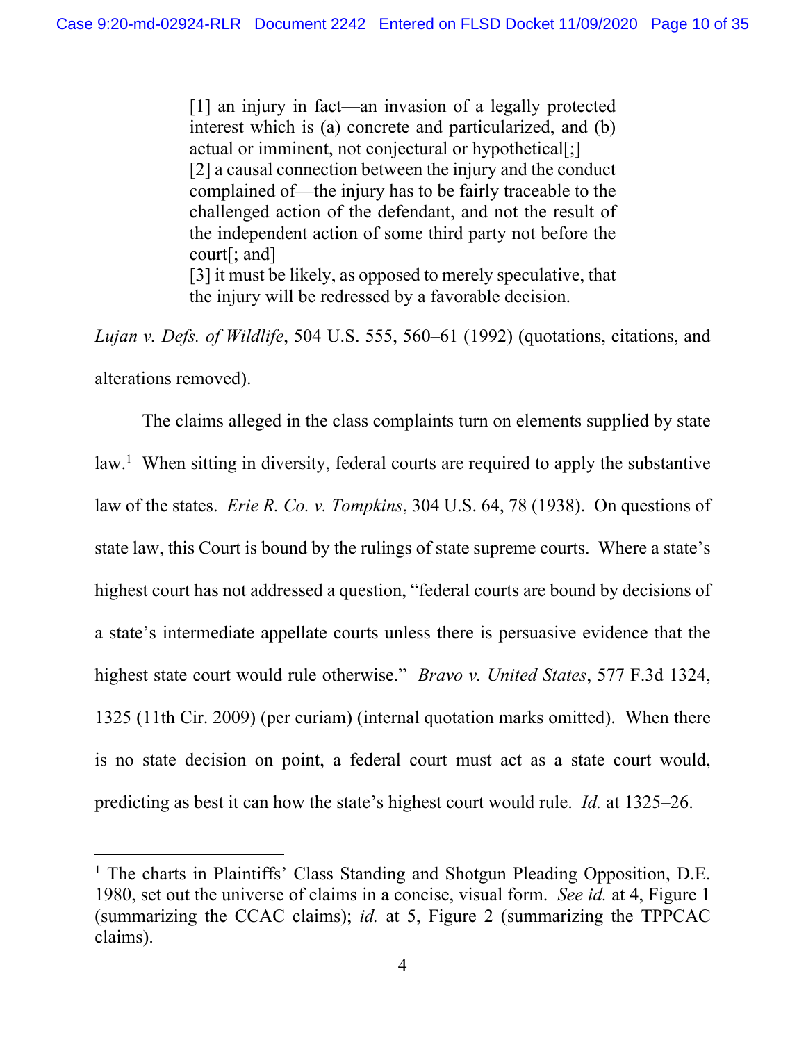> [1] an injury in fact—an invasion of a legally protected interest which is (a) concrete and particularized, and (b) actual or imminent, not conjectural or hypothetical[;]
> [2] a causal connection between the injury and the conduct complained of—the injury has to be fairly traceable to the challenged action of the defendant, and not the result of the independent action of some third party not before the court[; and]
> [3] it must be likely, as opposed to merely speculative, that the injury will be redressed by a favorable decision.

*Lujan v. Defs. of Wildlife*, 504 U.S. 555, 560–61 (1992) (quotations, citations, and alterations removed).

The claims alleged in the class complaints turn on elements supplied by state law.[1] When sitting in diversity, federal courts are required to apply the substantive law of the states. *Erie R. Co. v. Tompkins*, 304 U.S. 64, 78 (1938). On questions of state law, this Court is bound by the rulings of state supreme courts. Where a state's highest court has not addressed a question, "federal courts are bound by decisions of a state's intermediate appellate courts unless there is persuasive evidence that the highest state court would rule otherwise." *Bravo v. United States*, 577 F.3d 1324, 1325 (11th Cir. 2009) (per curiam) (internal quotation marks omitted). When there is no state decision on point, a federal court must act as a state court would, predicting as best it can how the state's highest court would rule. *Id.* at 1325–26.

---

[1] The charts in Plaintiffs' Class Standing and Shotgun Pleading Opposition, D.E. 1980, set out the universe of claims in a concise, visual form. *See id.* at 4, Figure 1 (summarizing the CCAC claims); *id.* at 5, Figure 2 (summarizing the TPPCAC claims).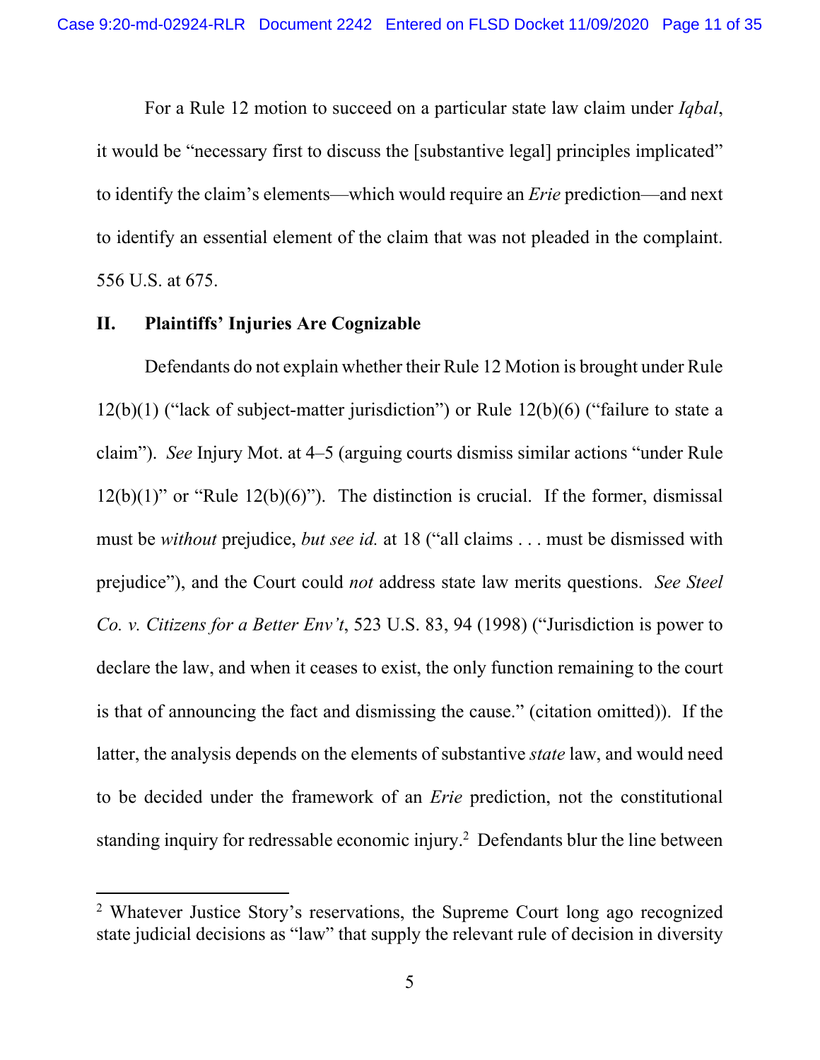For a Rule 12 motion to succeed on a particular state law claim under *Iqbal*, it would be "necessary first to discuss the [substantive legal] principles implicated" to identify the claim's elements—which would require an *Erie* prediction—and next to identify an essential element of the claim that was not pleaded in the complaint. 556 U.S. at 675.

## II. Plaintiffs' Injuries Are Cognizable

Defendants do not explain whether their Rule 12 Motion is brought under Rule 12(b)(1) ("lack of subject-matter jurisdiction") or Rule 12(b)(6) ("failure to state a claim"). *See* Injury Mot. at 4–5 (arguing courts dismiss similar actions "under Rule 12(b)(1)" or "Rule 12(b)(6)"). The distinction is crucial. If the former, dismissal must be *without* prejudice, *but see id.* at 18 ("all claims . . . must be dismissed with prejudice"), and the Court could *not* address state law merits questions. *See Steel Co. v. Citizens for a Better Env't*, 523 U.S. 83, 94 (1998) ("Jurisdiction is power to declare the law, and when it ceases to exist, the only function remaining to the court is that of announcing the fact and dismissing the cause." (citation omitted)). If the latter, the analysis depends on the elements of substantive *state* law, and would need to be decided under the framework of an *Erie* prediction, not the constitutional standing inquiry for redressable economic injury.[2] Defendants blur the line between

[2] Whatever Justice Story's reservations, the Supreme Court long ago recognized state judicial decisions as "law" that supply the relevant rule of decision in diversity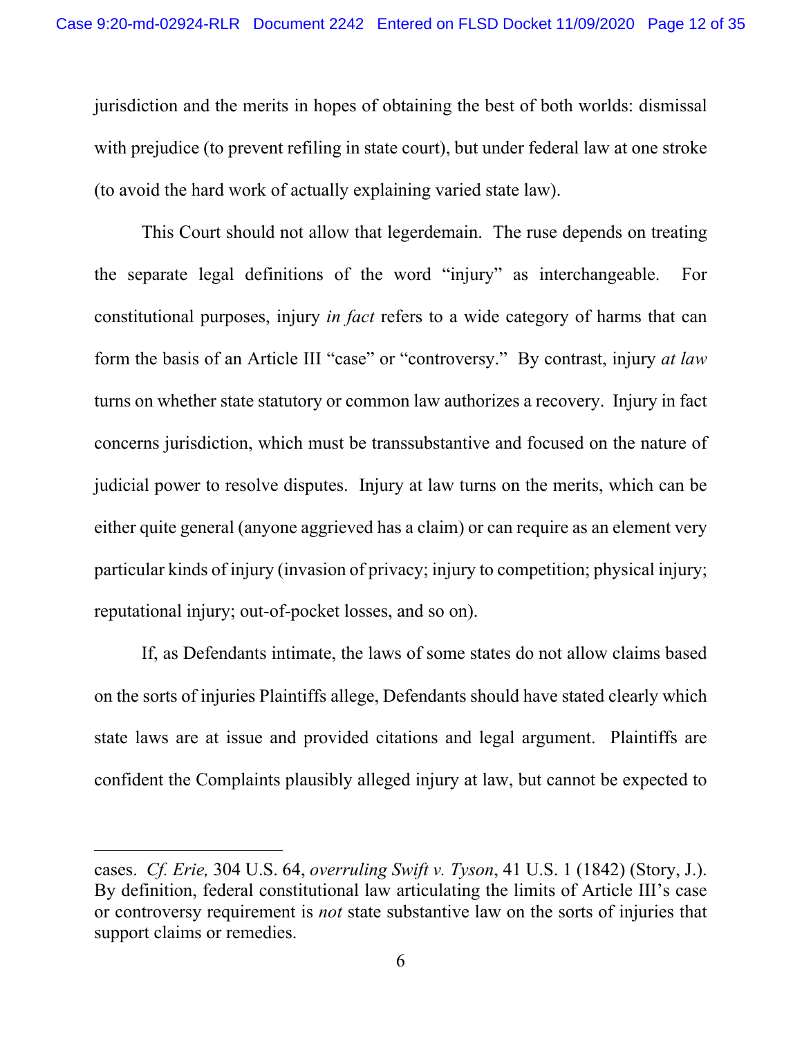jurisdiction and the merits in hopes of obtaining the best of both worlds: dismissal with prejudice (to prevent refiling in state court), but under federal law at one stroke (to avoid the hard work of actually explaining varied state law).

This Court should not allow that legerdemain. The ruse depends on treating the separate legal definitions of the word "injury" as interchangeable. For constitutional purposes, injury *in fact* refers to a wide category of harms that can form the basis of an Article III "case" or "controversy." By contrast, injury *at law* turns on whether state statutory or common law authorizes a recovery. Injury in fact concerns jurisdiction, which must be transsubstantive and focused on the nature of judicial power to resolve disputes. Injury at law turns on the merits, which can be either quite general (anyone aggrieved has a claim) or can require as an element very particular kinds of injury (invasion of privacy; injury to competition; physical injury; reputational injury; out-of-pocket losses, and so on).

If, as Defendants intimate, the laws of some states do not allow claims based on the sorts of injuries Plaintiffs allege, Defendants should have stated clearly which state laws are at issue and provided citations and legal argument. Plaintiffs are confident the Complaints plausibly alleged injury at law, but cannot be expected to

---

cases. *Cf. Erie,* 304 U.S. 64, *overruling Swift v. Tyson*, 41 U.S. 1 (1842) (Story, J.). By definition, federal constitutional law articulating the limits of Article III's case or controversy requirement is *not* state substantive law on the sorts of injuries that support claims or remedies.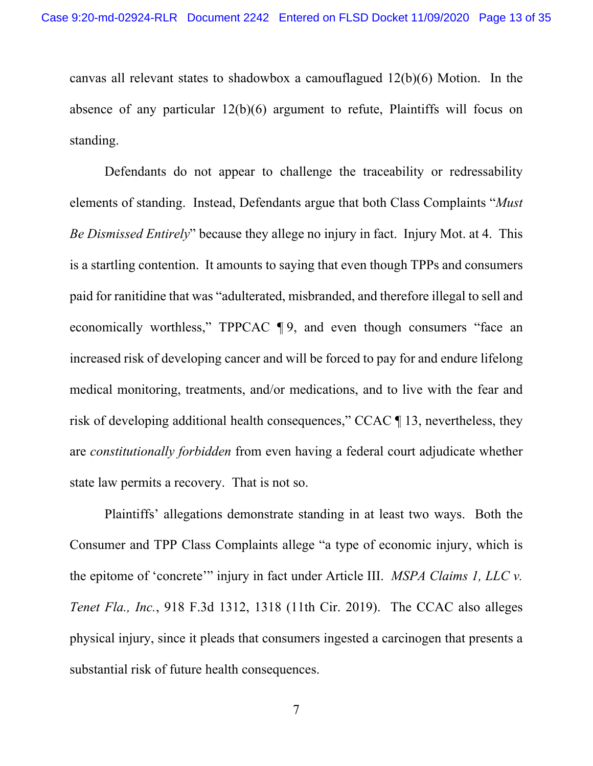canvas all relevant states to shadowbox a camouflaged 12(b)(6) Motion. In the absence of any particular 12(b)(6) argument to refute, Plaintiffs will focus on standing.

Defendants do not appear to challenge the traceability or redressability elements of standing. Instead, Defendants argue that both Class Complaints "*Must Be Dismissed Entirely*" because they allege no injury in fact. Injury Mot. at 4. This is a startling contention. It amounts to saying that even though TPPs and consumers paid for ranitidine that was "adulterated, misbranded, and therefore illegal to sell and economically worthless," TPPCAC ¶ 9, and even though consumers "face an increased risk of developing cancer and will be forced to pay for and endure lifelong medical monitoring, treatments, and/or medications, and to live with the fear and risk of developing additional health consequences," CCAC ¶ 13, nevertheless, they are *constitutionally forbidden* from even having a federal court adjudicate whether state law permits a recovery. That is not so.

Plaintiffs' allegations demonstrate standing in at least two ways. Both the Consumer and TPP Class Complaints allege "a type of economic injury, which is the epitome of 'concrete'" injury in fact under Article III. *MSPA Claims 1, LLC v. Tenet Fla., Inc.*, 918 F.3d 1312, 1318 (11th Cir. 2019). The CCAC also alleges physical injury, since it pleads that consumers ingested a carcinogen that presents a substantial risk of future health consequences.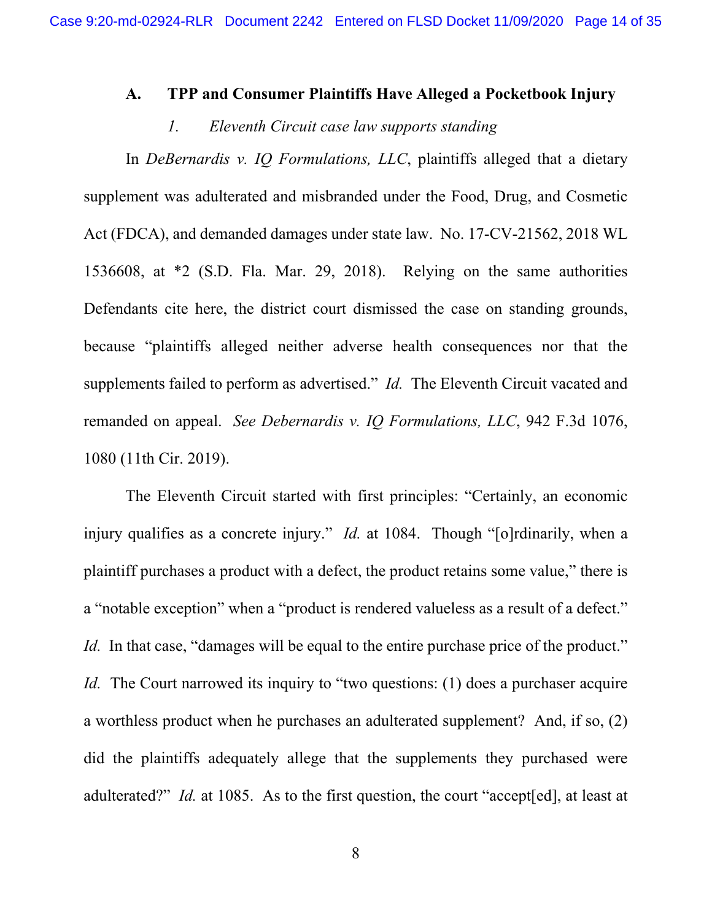### A. TPP and Consumer Plaintiffs Have Alleged a Pocketbook Injury

#### *1. Eleventh Circuit case law supports standing*

In *DeBernardis v. IQ Formulations, LLC*, plaintiffs alleged that a dietary supplement was adulterated and misbranded under the Food, Drug, and Cosmetic Act (FDCA), and demanded damages under state law. No. 17-CV-21562, 2018 WL 1536608, at *2 (S.D. Fla. Mar. 29, 2018). Relying on the same authorities Defendants cite here, the district court dismissed the case on standing grounds, because "plaintiffs alleged neither adverse health consequences nor that the supplements failed to perform as advertised." *Id.* The Eleventh Circuit vacated and remanded on appeal. *See Debernardis v. IQ Formulations, LLC*, 942 F.3d 1076, 1080 (11th Cir. 2019).

The Eleventh Circuit started with first principles: "Certainly, an economic injury qualifies as a concrete injury." *Id.* at 1084. Though "[o]rdinarily, when a plaintiff purchases a product with a defect, the product retains some value," there is a "notable exception" when a "product is rendered valueless as a result of a defect." *Id.* In that case, "damages will be equal to the entire purchase price of the product." *Id.* The Court narrowed its inquiry to "two questions: (1) does a purchaser acquire a worthless product when he purchases an adulterated supplement? And, if so, (2) did the plaintiffs adequately allege that the supplements they purchased were adulterated?" *Id.* at 1085. As to the first question, the court "accept[ed], at least at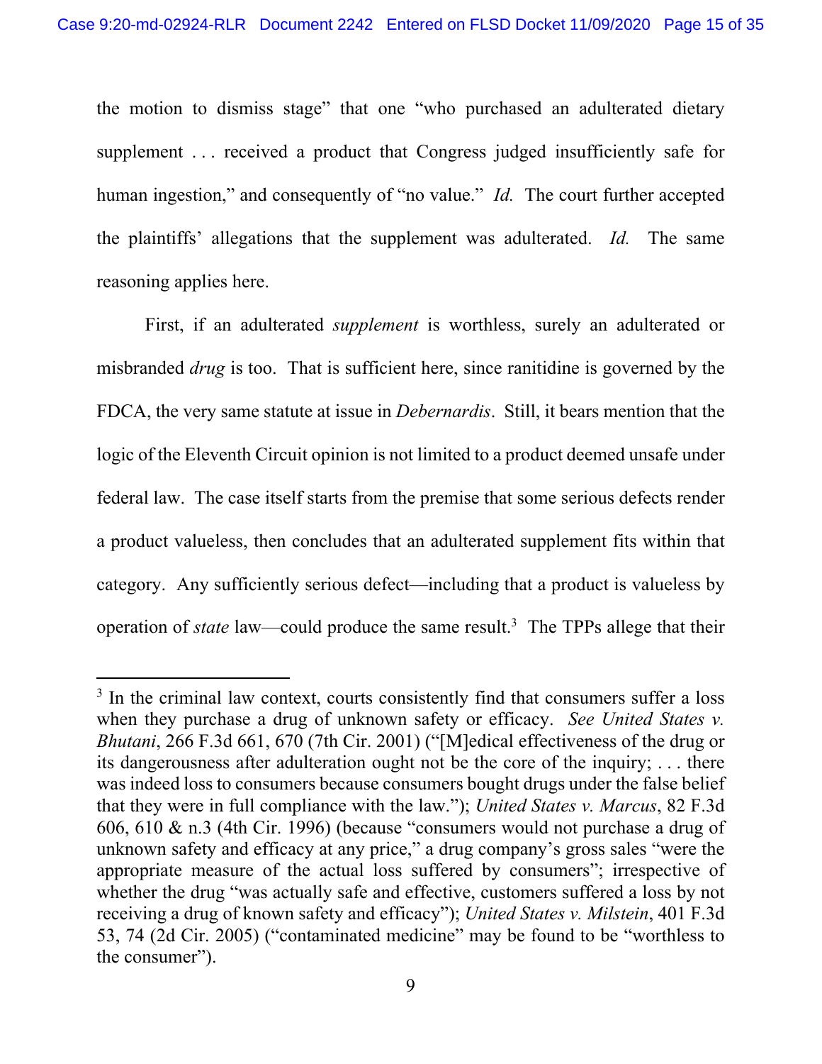the motion to dismiss stage" that one "who purchased an adulterated dietary supplement . . . received a product that Congress judged insufficiently safe for human ingestion," and consequently of "no value." *Id.* The court further accepted the plaintiffs' allegations that the supplement was adulterated. *Id.* The same reasoning applies here.

First, if an adulterated *supplement* is worthless, surely an adulterated or misbranded *drug* is too. That is sufficient here, since ranitidine is governed by the FDCA, the very same statute at issue in *Debernardis*. Still, it bears mention that the logic of the Eleventh Circuit opinion is not limited to a product deemed unsafe under federal law. The case itself starts from the premise that some serious defects render a product valueless, then concludes that an adulterated supplement fits within that category. Any sufficiently serious defect—including that a product is valueless by operation of *state* law—could produce the same result.[3] The TPPs allege that their

[3] In the criminal law context, courts consistently find that consumers suffer a loss when they purchase a drug of unknown safety or efficacy. *See United States v. Bhutani*, 266 F.3d 661, 670 (7th Cir. 2001) ("[M]edical effectiveness of the drug or its dangerousness after adulteration ought not be the core of the inquiry; . . . there was indeed loss to consumers because consumers bought drugs under the false belief that they were in full compliance with the law."); *United States v. Marcus*, 82 F.3d 606, 610 & n.3 (4th Cir. 1996) (because "consumers would not purchase a drug of unknown safety and efficacy at any price," a drug company's gross sales "were the appropriate measure of the actual loss suffered by consumers"; irrespective of whether the drug "was actually safe and effective, customers suffered a loss by not receiving a drug of known safety and efficacy"); *United States v. Milstein*, 401 F.3d 53, 74 (2d Cir. 2005) ("contaminated medicine" may be found to be "worthless to the consumer").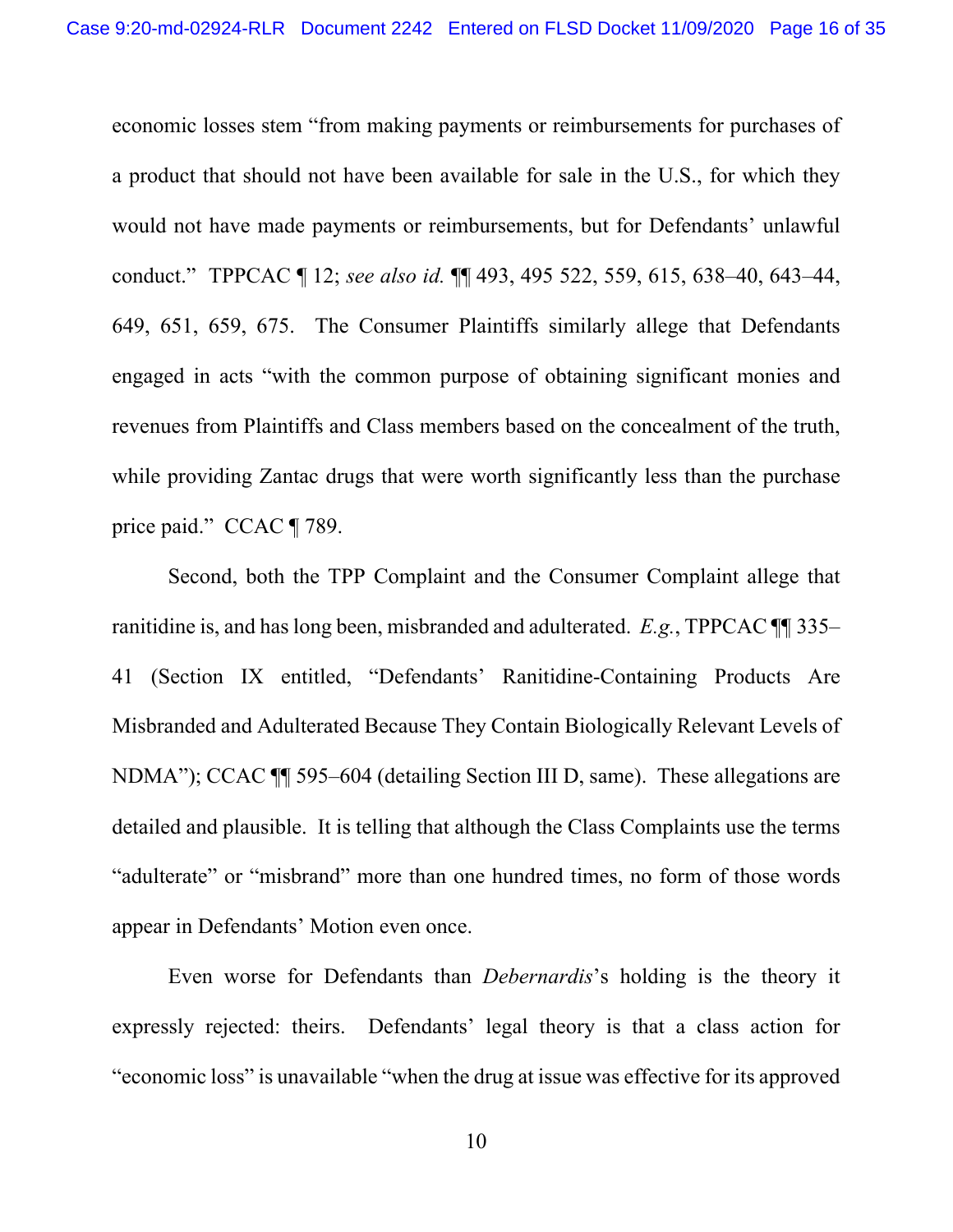economic losses stem "from making payments or reimbursements for purchases of a product that should not have been available for sale in the U.S., for which they would not have made payments or reimbursements, but for Defendants' unlawful conduct." TPPCAC ¶ 12; *see also id.* ¶¶ 493, 495 522, 559, 615, 638–40, 643–44, 649, 651, 659, 675. The Consumer Plaintiffs similarly allege that Defendants engaged in acts "with the common purpose of obtaining significant monies and revenues from Plaintiffs and Class members based on the concealment of the truth, while providing Zantac drugs that were worth significantly less than the purchase price paid." CCAC ¶ 789.

Second, both the TPP Complaint and the Consumer Complaint allege that ranitidine is, and has long been, misbranded and adulterated. *E.g.*, TPPCAC ¶¶ 335–41 (Section IX entitled, "Defendants' Ranitidine-Containing Products Are Misbranded and Adulterated Because They Contain Biologically Relevant Levels of NDMA"); CCAC ¶¶ 595–604 (detailing Section III D, same). These allegations are detailed and plausible. It is telling that although the Class Complaints use the terms "adulterate" or "misbrand" more than one hundred times, no form of those words appear in Defendants' Motion even once.

Even worse for Defendants than *Debernardis*'s holding is the theory it expressly rejected: theirs. Defendants' legal theory is that a class action for "economic loss" is unavailable "when the drug at issue was effective for its approved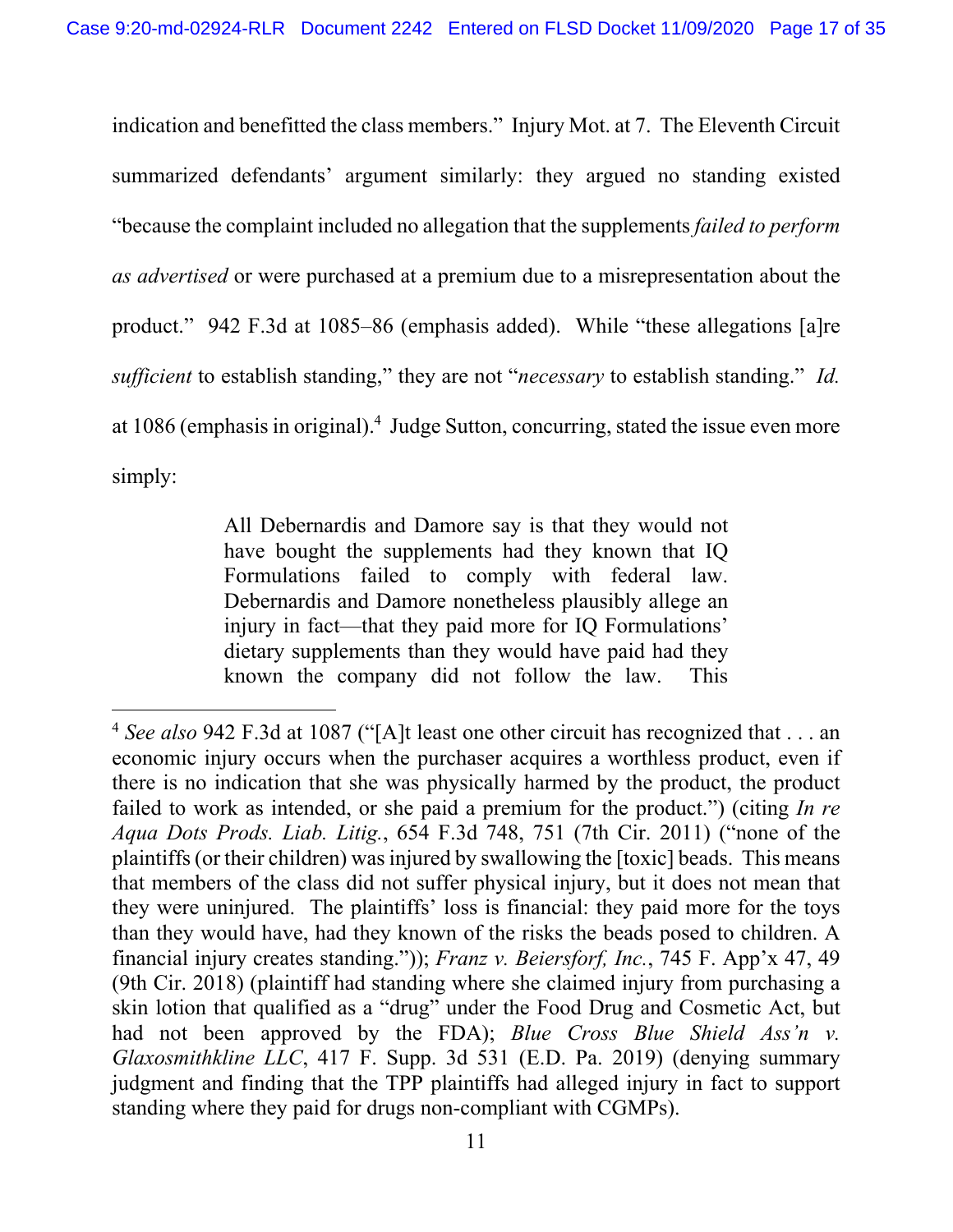indication and benefitted the class members." Injury Mot. at 7. The Eleventh Circuit summarized defendants' argument similarly: they argued no standing existed "because the complaint included no allegation that the supplements *failed to perform as advertised* or were purchased at a premium due to a misrepresentation about the product." 942 F.3d at 1085–86 (emphasis added). While "these allegations [a]re *sufficient* to establish standing," they are not "*necessary* to establish standing." *Id.* at 1086 (emphasis in original).[4] Judge Sutton, concurring, stated the issue even more simply:

> All Debernardis and Damore say is that they would not have bought the supplements had they known that IQ Formulations failed to comply with federal law. Debernardis and Damore nonetheless plausibly allege an injury in fact—that they paid more for IQ Formulations' dietary supplements than they would have paid had they known the company did not follow the law. This

---

[4] *See also* 942 F.3d at 1087 ("[A]t least one other circuit has recognized that . . . an economic injury occurs when the purchaser acquires a worthless product, even if there is no indication that she was physically harmed by the product, the product failed to work as intended, or she paid a premium for the product.") (citing *In re Aqua Dots Prods. Liab. Litig.*, 654 F.3d 748, 751 (7th Cir. 2011) ("none of the plaintiffs (or their children) was injured by swallowing the [toxic] beads. This means that members of the class did not suffer physical injury, but it does not mean that they were uninjured. The plaintiffs' loss is financial: they paid more for the toys than they would have, had they known of the risks the beads posed to children. A financial injury creates standing.")); *Franz v. Beiersforf, Inc.*, 745 F. App'x 47, 49 (9th Cir. 2018) (plaintiff had standing where she claimed injury from purchasing a skin lotion that qualified as a "drug" under the Food Drug and Cosmetic Act, but had not been approved by the FDA); *Blue Cross Blue Shield Ass'n v. Glaxosmithkline LLC*, 417 F. Supp. 3d 531 (E.D. Pa. 2019) (denying summary judgment and finding that the TPP plaintiffs had alleged injury in fact to support standing where they paid for drugs non-compliant with CGMPs).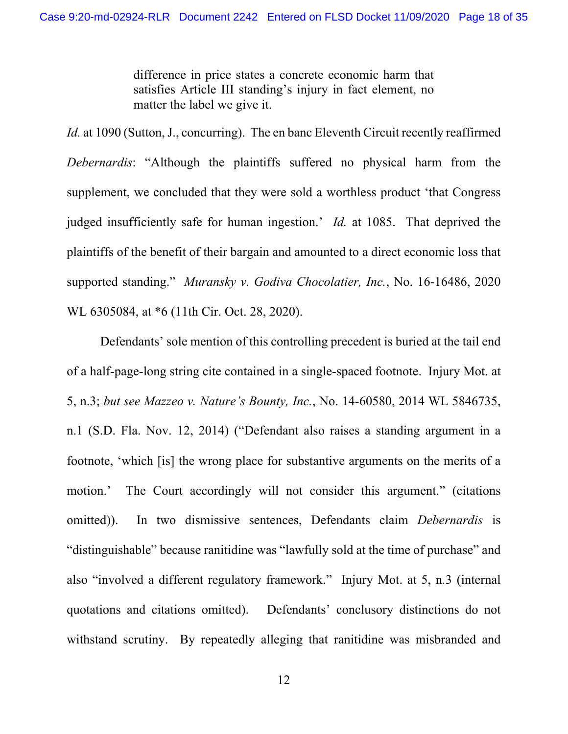> difference in price states a concrete economic harm that satisfies Article III standing's injury in fact element, no matter the label we give it.

*Id.* at 1090 (Sutton, J., concurring). The en banc Eleventh Circuit recently reaffirmed *Debernardis*: "Although the plaintiffs suffered no physical harm from the supplement, we concluded that they were sold a worthless product 'that Congress judged insufficiently safe for human ingestion.' *Id.* at 1085. That deprived the plaintiffs of the benefit of their bargain and amounted to a direct economic loss that supported standing." *Muransky v. Godiva Chocolatier, Inc.*, No. 16-16486, 2020 WL 6305084, at *6 (11th Cir. Oct. 28, 2020).

Defendants' sole mention of this controlling precedent is buried at the tail end of a half-page-long string cite contained in a single-spaced footnote. Injury Mot. at 5, n.3; *but see Mazzeo v. Nature's Bounty, Inc.*, No. 14-60580, 2014 WL 5846735, n.1 (S.D. Fla. Nov. 12, 2014) ("Defendant also raises a standing argument in a footnote, 'which [is] the wrong place for substantive arguments on the merits of a motion.' The Court accordingly will not consider this argument." (citations omitted)). In two dismissive sentences, Defendants claim *Debernardis* is "distinguishable" because ranitidine was "lawfully sold at the time of purchase" and also "involved a different regulatory framework." Injury Mot. at 5, n.3 (internal quotations and citations omitted). Defendants' conclusory distinctions do not withstand scrutiny. By repeatedly alleging that ranitidine was misbranded and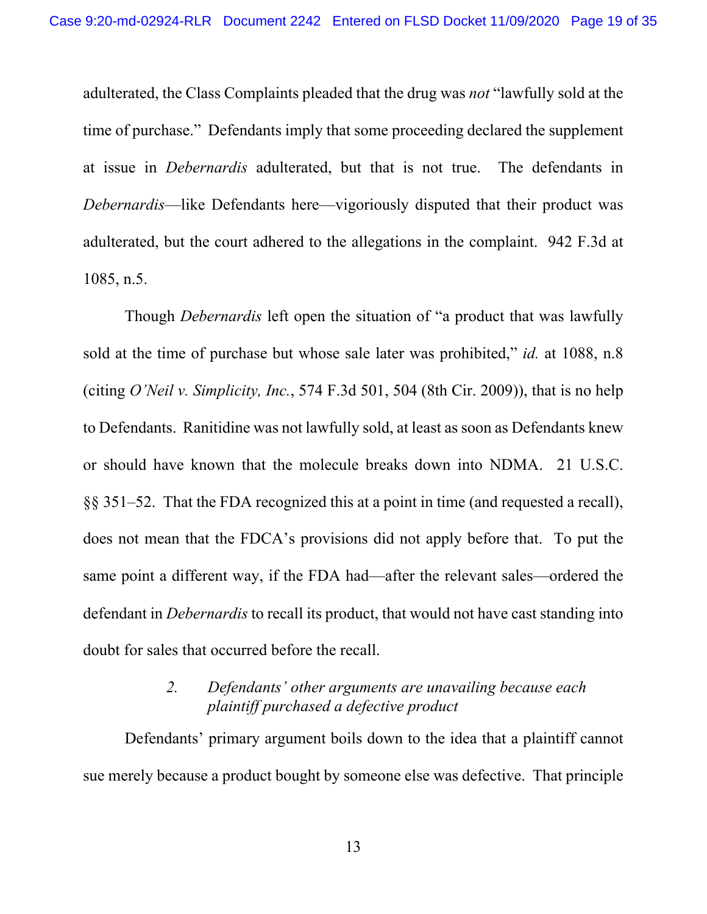adulterated, the Class Complaints pleaded that the drug was *not* "lawfully sold at the time of purchase." Defendants imply that some proceeding declared the supplement at issue in *Debernardis* adulterated, but that is not true. The defendants in *Debernardis*—like Defendants here—vigoriously disputed that their product was adulterated, but the court adhered to the allegations in the complaint. 942 F.3d at 1085, n.5.

Though *Debernardis* left open the situation of "a product that was lawfully sold at the time of purchase but whose sale later was prohibited," *id.* at 1088, n.8 (citing *O'Neil v. Simplicity, Inc.*, 574 F.3d 501, 504 (8th Cir. 2009)), that is no help to Defendants. Ranitidine was not lawfully sold, at least as soon as Defendants knew or should have known that the molecule breaks down into NDMA. 21 U.S.C. §§ 351–52. That the FDA recognized this at a point in time (and requested a recall), does not mean that the FDCA's provisions did not apply before that. To put the same point a different way, if the FDA had—after the relevant sales—ordered the defendant in *Debernardis* to recall its product, that would not have cast standing into doubt for sales that occurred before the recall.

### 2. *Defendants' other arguments are unavailing because each plaintiff purchased a defective product*

Defendants' primary argument boils down to the idea that a plaintiff cannot sue merely because a product bought by someone else was defective. That principle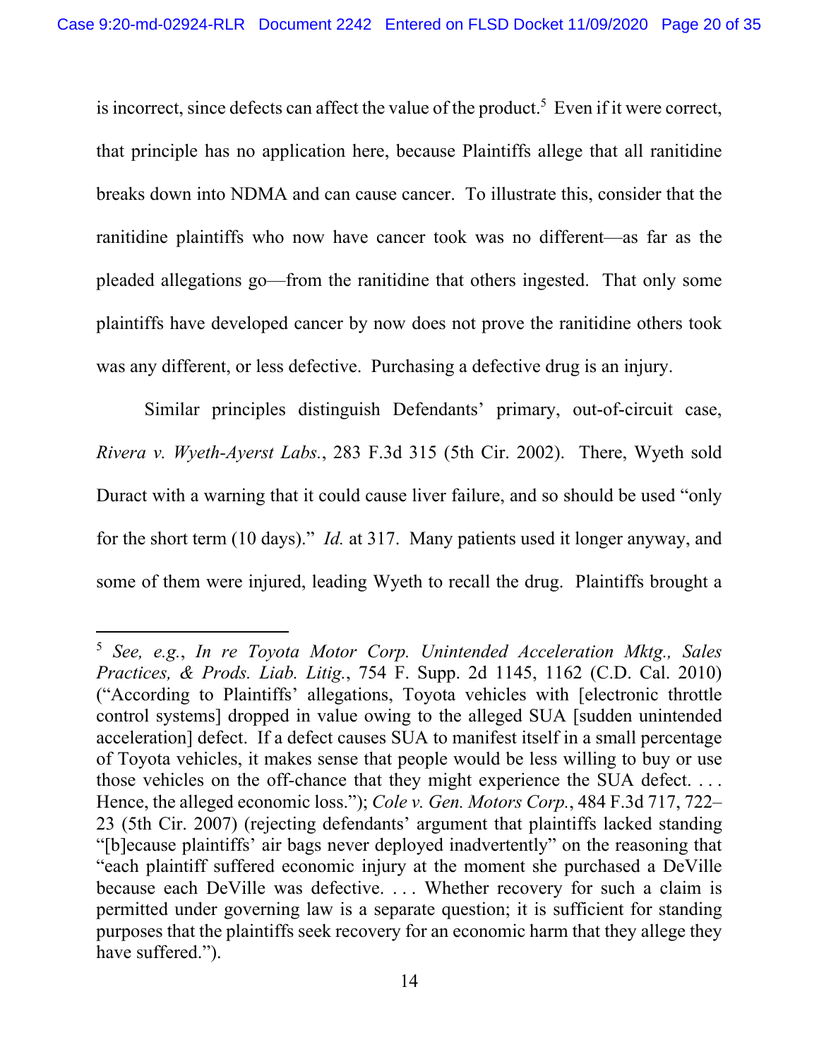is incorrect, since defects can affect the value of the product.[5] Even if it were correct, that principle has no application here, because Plaintiffs allege that all ranitidine breaks down into NDMA and can cause cancer. To illustrate this, consider that the ranitidine plaintiffs who now have cancer took was no different—as far as the pleaded allegations go—from the ranitidine that others ingested. That only some plaintiffs have developed cancer by now does not prove the ranitidine others took was any different, or less defective. Purchasing a defective drug is an injury.

Similar principles distinguish Defendants' primary, out-of-circuit case, *Rivera v. Wyeth-Ayerst Labs.*, 283 F.3d 315 (5th Cir. 2002). There, Wyeth sold Duract with a warning that it could cause liver failure, and so should be used "only for the short term (10 days)." *Id.* at 317. Many patients used it longer anyway, and some of them were injured, leading Wyeth to recall the drug. Plaintiffs brought a

---

[5] *See, e.g.*, *In re Toyota Motor Corp. Unintended Acceleration Mktg., Sales Practices, & Prods. Liab. Litig.*, 754 F. Supp. 2d 1145, 1162 (C.D. Cal. 2010) ("According to Plaintiffs' allegations, Toyota vehicles with [electronic throttle control systems] dropped in value owing to the alleged SUA [sudden unintended acceleration] defect. If a defect causes SUA to manifest itself in a small percentage of Toyota vehicles, it makes sense that people would be less willing to buy or use those vehicles on the off-chance that they might experience the SUA defect. . . . Hence, the alleged economic loss."); *Cole v. Gen. Motors Corp.*, 484 F.3d 717, 722–23 (5th Cir. 2007) (rejecting defendants' argument that plaintiffs lacked standing "[b]ecause plaintiffs' air bags never deployed inadvertently" on the reasoning that "each plaintiff suffered economic injury at the moment she purchased a DeVille because each DeVille was defective. . . . Whether recovery for such a claim is permitted under governing law is a separate question; it is sufficient for standing purposes that the plaintiffs seek recovery for an economic harm that they allege they have suffered.").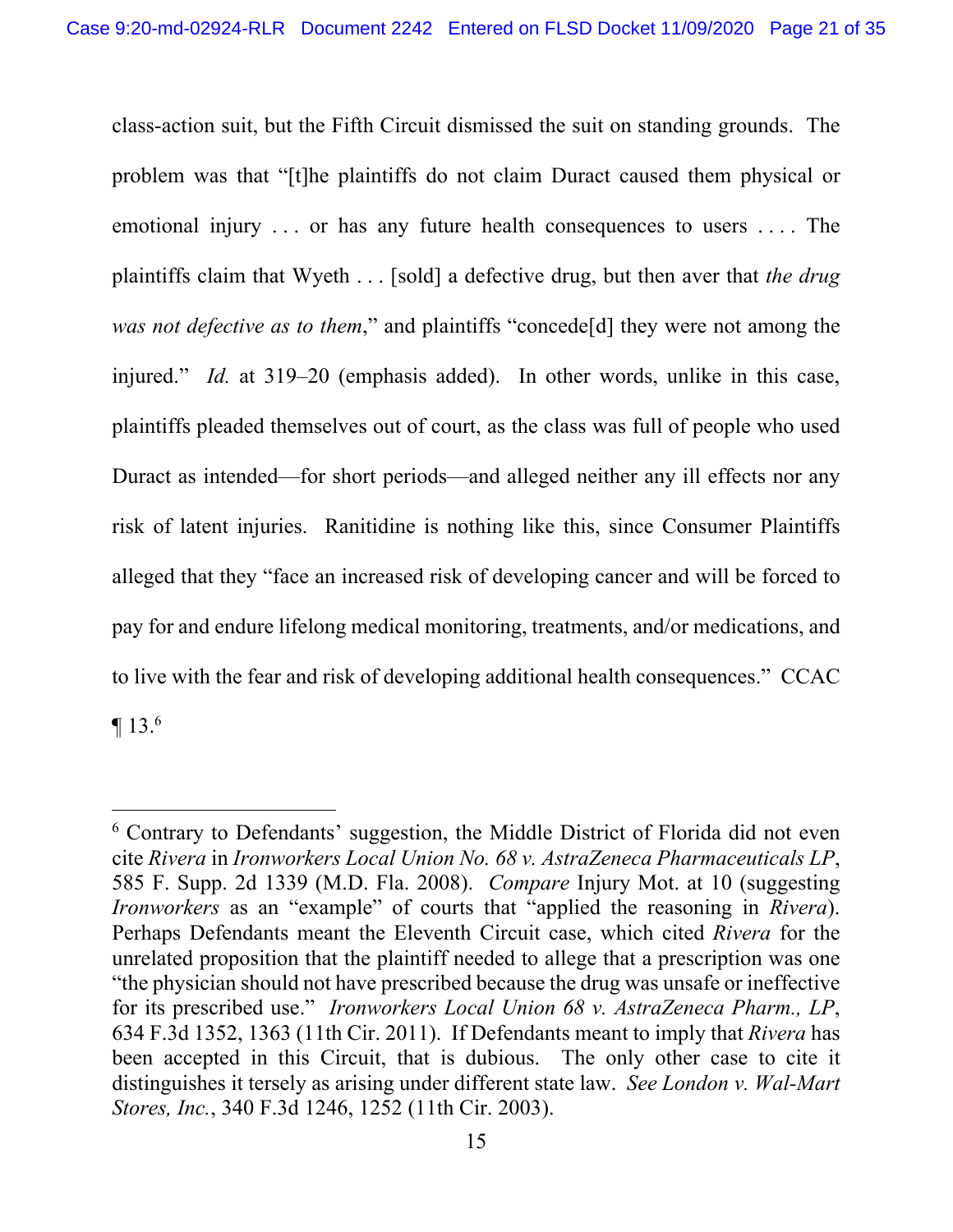class-action suit, but the Fifth Circuit dismissed the suit on standing grounds. The problem was that "[t]he plaintiffs do not claim Duract caused them physical or emotional injury . . . or has any future health consequences to users . . . . The plaintiffs claim that Wyeth . . . [sold] a defective drug, but then aver that *the drug was not defective as to them*," and plaintiffs "concede[d] they were not among the injured." *Id.* at 319–20 (emphasis added). In other words, unlike in this case, plaintiffs pleaded themselves out of court, as the class was full of people who used Duract as intended—for short periods—and alleged neither any ill effects nor any risk of latent injuries. Ranitidine is nothing like this, since Consumer Plaintiffs alleged that they "face an increased risk of developing cancer and will be forced to pay for and endure lifelong medical monitoring, treatments, and/or medications, and to live with the fear and risk of developing additional health consequences." CCAC ¶ 13.[6]

---

[6] Contrary to Defendants' suggestion, the Middle District of Florida did not even cite *Rivera* in *Ironworkers Local Union No. 68 v. AstraZeneca Pharmaceuticals LP*, 585 F. Supp. 2d 1339 (M.D. Fla. 2008). *Compare* Injury Mot. at 10 (suggesting *Ironworkers* as an "example" of courts that "applied the reasoning in *Rivera*). Perhaps Defendants meant the Eleventh Circuit case, which cited *Rivera* for the unrelated proposition that the plaintiff needed to allege that a prescription was one "the physician should not have prescribed because the drug was unsafe or ineffective for its prescribed use." *Ironworkers Local Union 68 v. AstraZeneca Pharm., LP*, 634 F.3d 1352, 1363 (11th Cir. 2011). If Defendants meant to imply that *Rivera* has been accepted in this Circuit, that is dubious. The only other case to cite it distinguishes it tersely as arising under different state law. *See London v. Wal-Mart Stores, Inc.*, 340 F.3d 1246, 1252 (11th Cir. 2003).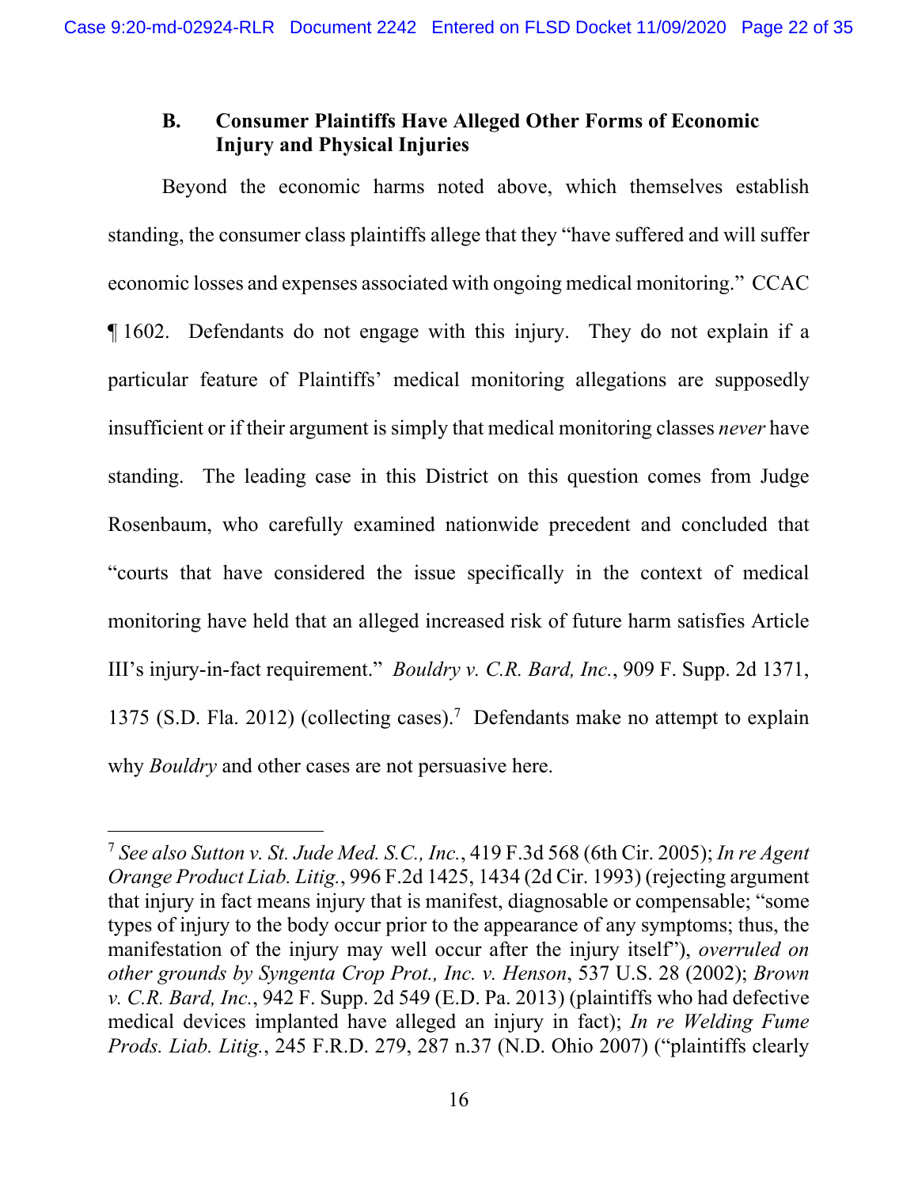### B. Consumer Plaintiffs Have Alleged Other Forms of Economic Injury and Physical Injuries

Beyond the economic harms noted above, which themselves establish standing, the consumer class plaintiffs allege that they "have suffered and will suffer economic losses and expenses associated with ongoing medical monitoring." CCAC ¶ 1602. Defendants do not engage with this injury. They do not explain if a particular feature of Plaintiffs' medical monitoring allegations are supposedly insufficient or if their argument is simply that medical monitoring classes *never* have standing. The leading case in this District on this question comes from Judge Rosenbaum, who carefully examined nationwide precedent and concluded that "courts that have considered the issue specifically in the context of medical monitoring have held that an alleged increased risk of future harm satisfies Article III's injury-in-fact requirement." *Bouldry v. C.R. Bard, Inc.*, 909 F. Supp. 2d 1371, 1375 (S.D. Fla. 2012) (collecting cases).[7] Defendants make no attempt to explain why *Bouldry* and other cases are not persuasive here.

---

[7] *See also Sutton v. St. Jude Med. S.C., Inc.*, 419 F.3d 568 (6th Cir. 2005); *In re Agent Orange Product Liab. Litig.*, 996 F.2d 1425, 1434 (2d Cir. 1993) (rejecting argument that injury in fact means injury that is manifest, diagnosable or compensable; "some types of injury to the body occur prior to the appearance of any symptoms; thus, the manifestation of the injury may well occur after the injury itself"), *overruled on other grounds by Syngenta Crop Prot., Inc. v. Henson*, 537 U.S. 28 (2002); *Brown v. C.R. Bard, Inc.*, 942 F. Supp. 2d 549 (E.D. Pa. 2013) (plaintiffs who had defective medical devices implanted have alleged an injury in fact); *In re Welding Fume Prods. Liab. Litig.*, 245 F.R.D. 279, 287 n.37 (N.D. Ohio 2007) ("plaintiffs clearly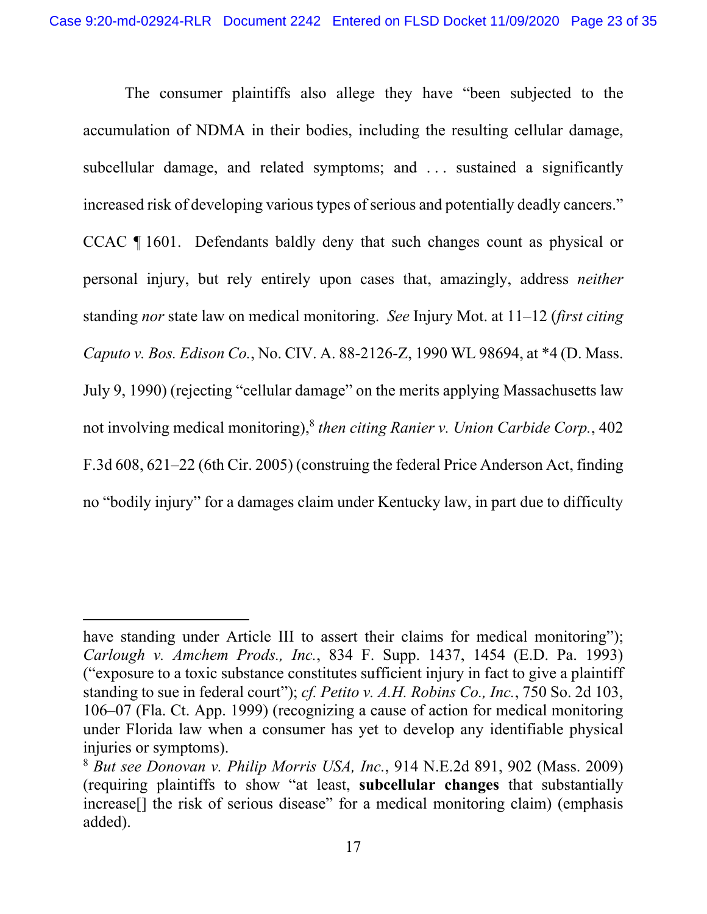The consumer plaintiffs also allege they have "been subjected to the accumulation of NDMA in their bodies, including the resulting cellular damage, subcellular damage, and related symptoms; and . . . sustained a significantly increased risk of developing various types of serious and potentially deadly cancers." CCAC ¶ 1601. Defendants baldly deny that such changes count as physical or personal injury, but rely entirely upon cases that, amazingly, address *neither* standing *nor* state law on medical monitoring. *See* Injury Mot. at 11–12 (*first citing Caputo v. Bos. Edison Co.*, No. CIV. A. 88-2126-Z, 1990 WL 98694, at *4 (D. Mass. July 9, 1990) (rejecting "cellular damage" on the merits applying Massachusetts law not involving medical monitoring),[8] *then citing Ranier v. Union Carbide Corp.*, 402 F.3d 608, 621–22 (6th Cir. 2005) (construing the federal Price Anderson Act, finding no "bodily injury" for a damages claim under Kentucky law, in part due to difficulty

---

have standing under Article III to assert their claims for medical monitoring"); *Carlough v. Amchem Prods., Inc.*, 834 F. Supp. 1437, 1454 (E.D. Pa. 1993) ("exposure to a toxic substance constitutes sufficient injury in fact to give a plaintiff standing to sue in federal court"); *cf. Petito v. A.H. Robins Co., Inc.*, 750 So. 2d 103, 106–07 (Fla. Ct. App. 1999) (recognizing a cause of action for medical monitoring under Florida law when a consumer has yet to develop any identifiable physical injuries or symptoms).

[8] *But see Donovan v. Philip Morris USA, Inc.*, 914 N.E.2d 891, 902 (Mass. 2009) (requiring plaintiffs to show "at least, **subcellular changes** that substantially increase[] the risk of serious disease" for a medical monitoring claim) (emphasis added).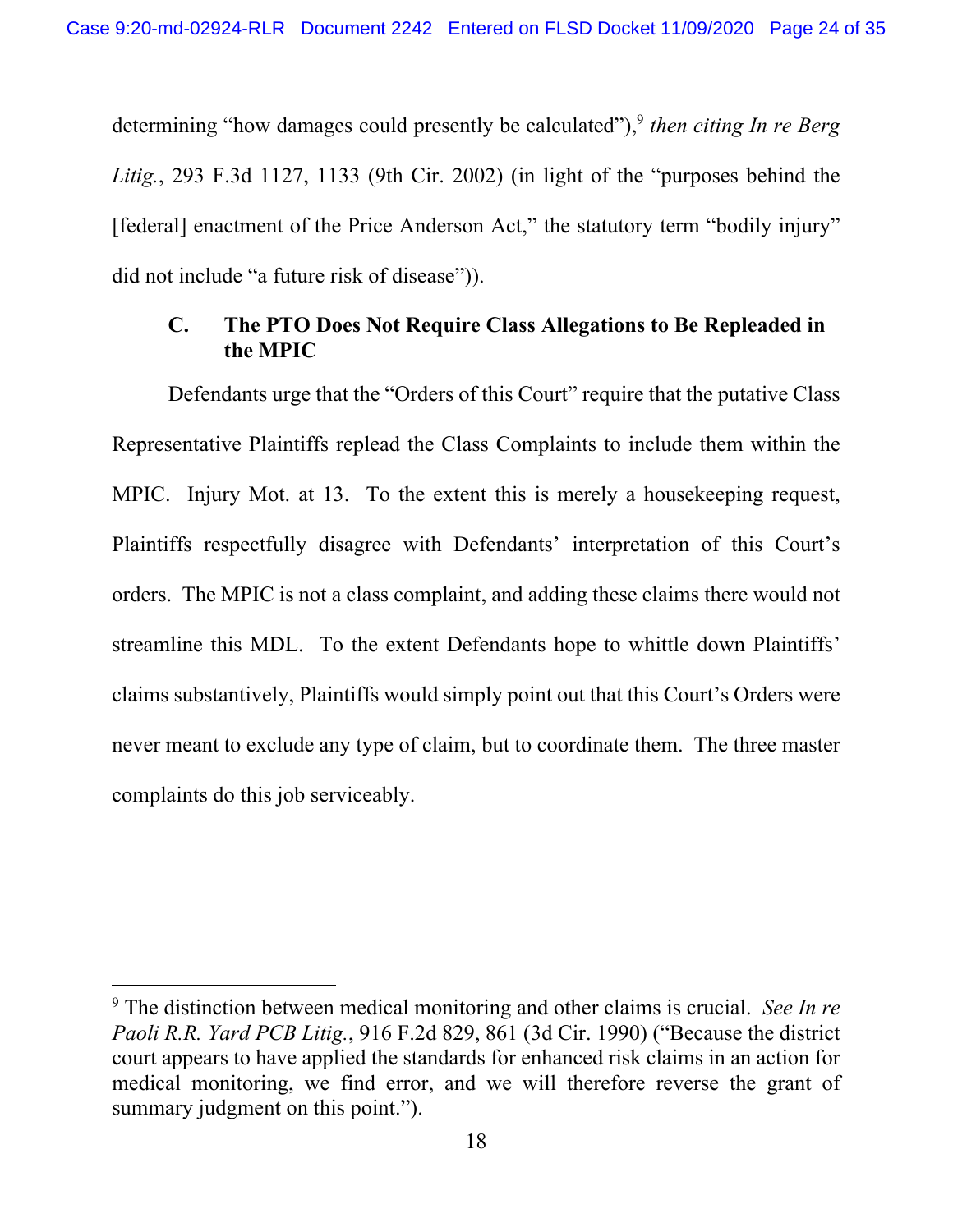determining "how damages could presently be calculated"),[9] *then citing In re Berg Litig.*, 293 F.3d 1127, 1133 (9th Cir. 2002) (in light of the "purposes behind the [federal] enactment of the Price Anderson Act," the statutory term "bodily injury" did not include "a future risk of disease")).

### C. The PTO Does Not Require Class Allegations to Be Repleaded in the MPIC

Defendants urge that the "Orders of this Court" require that the putative Class Representative Plaintiffs replead the Class Complaints to include them within the MPIC. Injury Mot. at 13. To the extent this is merely a housekeeping request, Plaintiffs respectfully disagree with Defendants' interpretation of this Court's orders. The MPIC is not a class complaint, and adding these claims there would not streamline this MDL. To the extent Defendants hope to whittle down Plaintiffs' claims substantively, Plaintiffs would simply point out that this Court's Orders were never meant to exclude any type of claim, but to coordinate them. The three master complaints do this job serviceably.

---

[9] The distinction between medical monitoring and other claims is crucial. *See In re Paoli R.R. Yard PCB Litig.*, 916 F.2d 829, 861 (3d Cir. 1990) ("Because the district court appears to have applied the standards for enhanced risk claims in an action for medical monitoring, we find error, and we will therefore reverse the grant of summary judgment on this point.").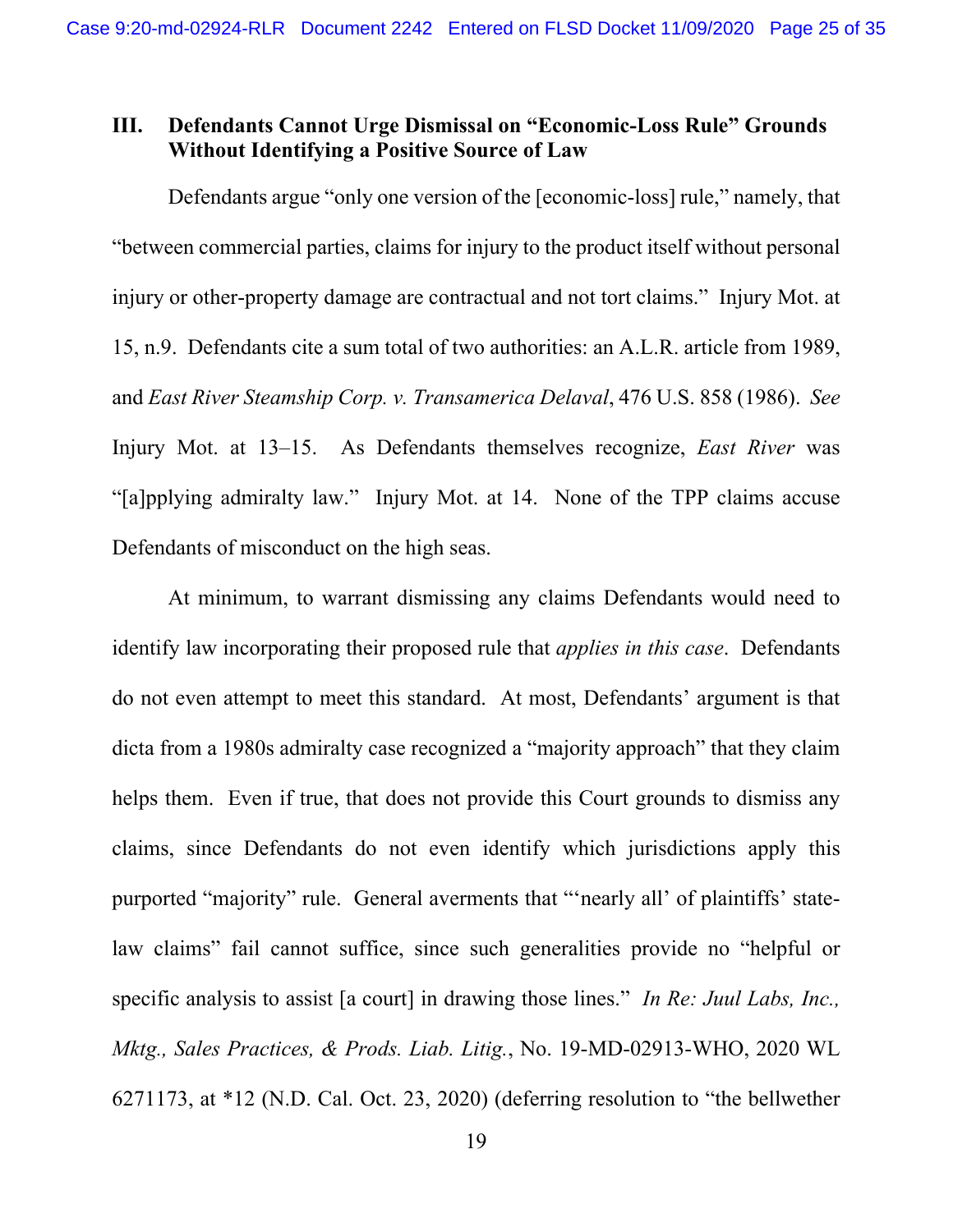## III. Defendants Cannot Urge Dismissal on "Economic-Loss Rule" Grounds Without Identifying a Positive Source of Law

Defendants argue "only one version of the [economic-loss] rule," namely, that "between commercial parties, claims for injury to the product itself without personal injury or other-property damage are contractual and not tort claims." Injury Mot. at 15, n.9. Defendants cite a sum total of two authorities: an A.L.R. article from 1989, and *East River Steamship Corp. v. Transamerica Delaval*, 476 U.S. 858 (1986). *See* Injury Mot. at 13–15. As Defendants themselves recognize, *East River* was "[a]pplying admiralty law." Injury Mot. at 14. None of the TPP claims accuse Defendants of misconduct on the high seas.

At minimum, to warrant dismissing any claims Defendants would need to identify law incorporating their proposed rule that *applies in this case*. Defendants do not even attempt to meet this standard. At most, Defendants' argument is that dicta from a 1980s admiralty case recognized a "majority approach" that they claim helps them. Even if true, that does not provide this Court grounds to dismiss any claims, since Defendants do not even identify which jurisdictions apply this purported "majority" rule. General averments that "'nearly all' of plaintiffs' state-law claims" fail cannot suffice, since such generalities provide no "helpful or specific analysis to assist [a court] in drawing those lines." *In Re: Juul Labs, Inc., Mktg., Sales Practices, & Prods. Liab. Litig.*, No. 19-MD-02913-WHO, 2020 WL 6271173, at *12 (N.D. Cal. Oct. 23, 2020) (deferring resolution to "the bellwether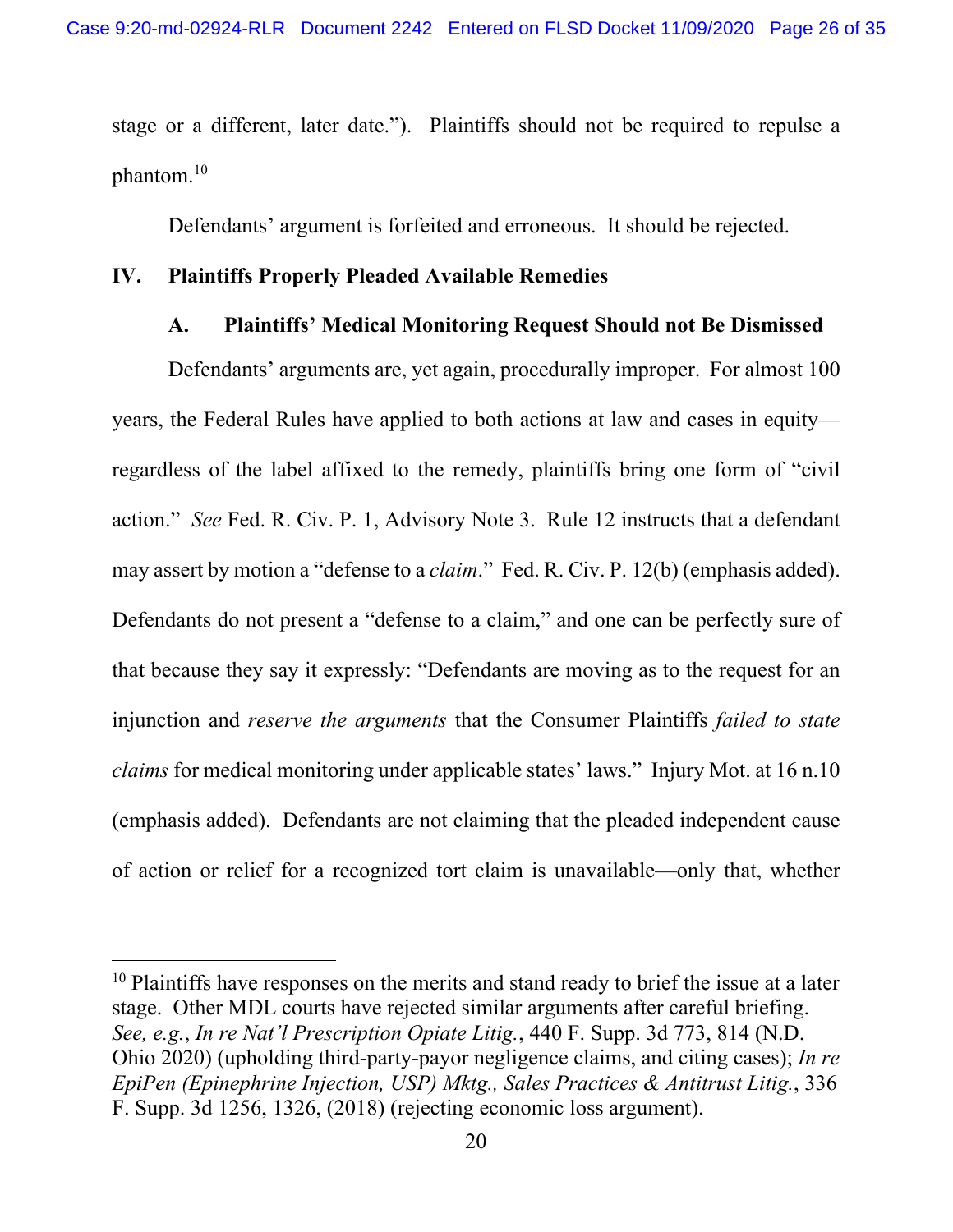stage or a different, later date."). Plaintiffs should not be required to repulse a phantom.[10]

Defendants' argument is forfeited and erroneous. It should be rejected.

## IV. Plaintiffs Properly Pleaded Available Remedies

### A. Plaintiffs' Medical Monitoring Request Should not Be Dismissed

Defendants' arguments are, yet again, procedurally improper. For almost 100 years, the Federal Rules have applied to both actions at law and cases in equity—regardless of the label affixed to the remedy, plaintiffs bring one form of "civil action." *See* Fed. R. Civ. P. 1, Advisory Note 3. Rule 12 instructs that a defendant may assert by motion a "defense to a *claim*." Fed. R. Civ. P. 12(b) (emphasis added). Defendants do not present a "defense to a claim," and one can be perfectly sure of that because they say it expressly: "Defendants are moving as to the request for an injunction and *reserve the arguments* that the Consumer Plaintiffs *failed to state claims* for medical monitoring under applicable states' laws." Injury Mot. at 16 n.10 (emphasis added). Defendants are not claiming that the pleaded independent cause of action or relief for a recognized tort claim is unavailable—only that, whether

---

[10] Plaintiffs have responses on the merits and stand ready to brief the issue at a later stage. Other MDL courts have rejected similar arguments after careful briefing. *See, e.g.*, *In re Nat'l Prescription Opiate Litig.*, 440 F. Supp. 3d 773, 814 (N.D. Ohio 2020) (upholding third-party-payor negligence claims, and citing cases); *In re EpiPen (Epinephrine Injection, USP) Mktg., Sales Practices & Antitrust Litig.*, 336 F. Supp. 3d 1256, 1326, (2018) (rejecting economic loss argument).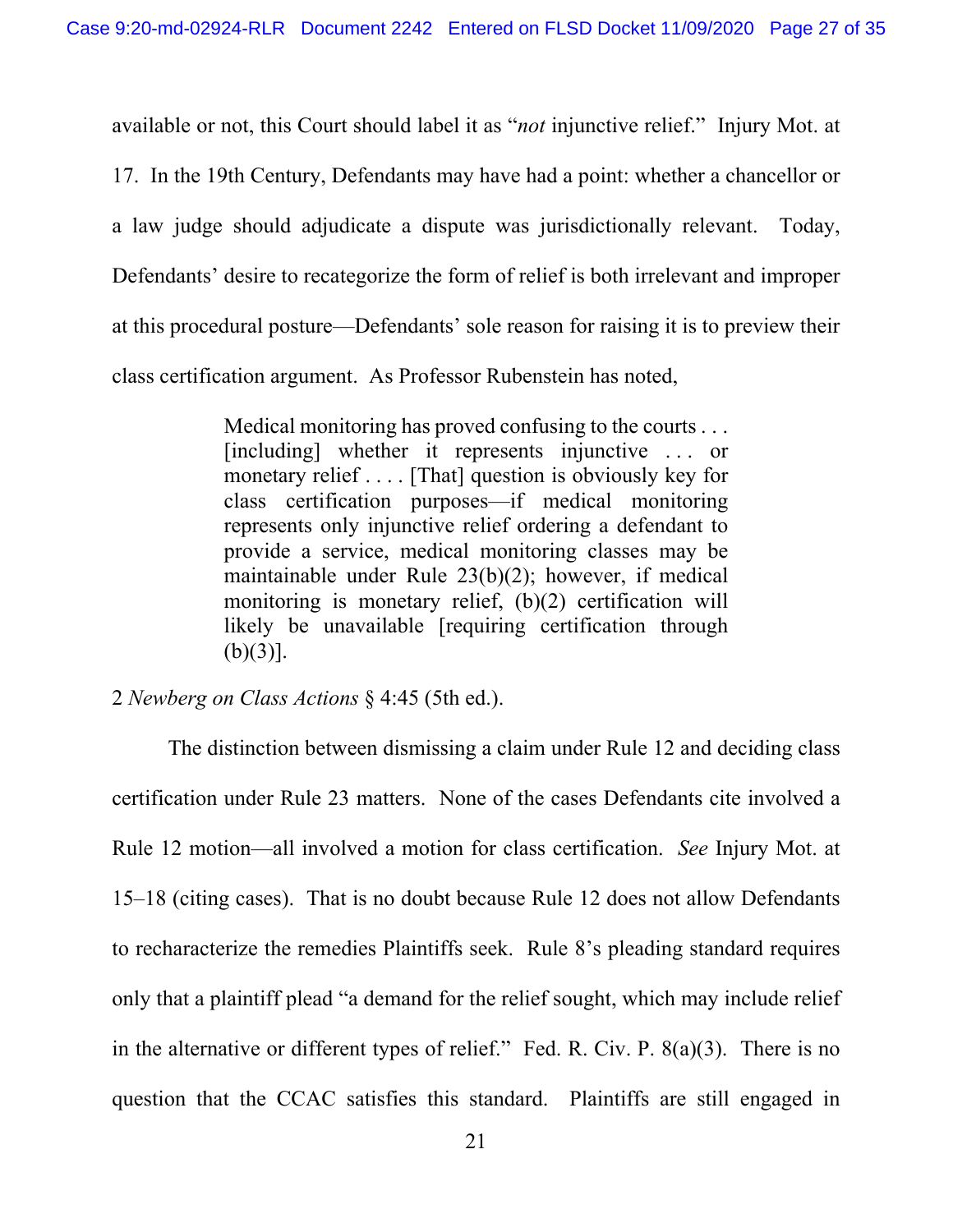available or not, this Court should label it as "*not* injunctive relief." Injury Mot. at 17. In the 19th Century, Defendants may have had a point: whether a chancellor or a law judge should adjudicate a dispute was jurisdictionally relevant. Today, Defendants' desire to recategorize the form of relief is both irrelevant and improper at this procedural posture—Defendants' sole reason for raising it is to preview their class certification argument. As Professor Rubenstein has noted,

> Medical monitoring has proved confusing to the courts . . . [including] whether it represents injunctive . . . or monetary relief . . . . [That] question is obviously key for class certification purposes—if medical monitoring represents only injunctive relief ordering a defendant to provide a service, medical monitoring classes may be maintainable under Rule 23(b)(2); however, if medical monitoring is monetary relief, (b)(2) certification will likely be unavailable [requiring certification through (b)(3)].

2 *Newberg on Class Actions* § 4:45 (5th ed.).

The distinction between dismissing a claim under Rule 12 and deciding class certification under Rule 23 matters. None of the cases Defendants cite involved a Rule 12 motion—all involved a motion for class certification. *See* Injury Mot. at 15–18 (citing cases). That is no doubt because Rule 12 does not allow Defendants to recharacterize the remedies Plaintiffs seek. Rule 8's pleading standard requires only that a plaintiff plead "a demand for the relief sought, which may include relief in the alternative or different types of relief." Fed. R. Civ. P. 8(a)(3). There is no question that the CCAC satisfies this standard. Plaintiffs are still engaged in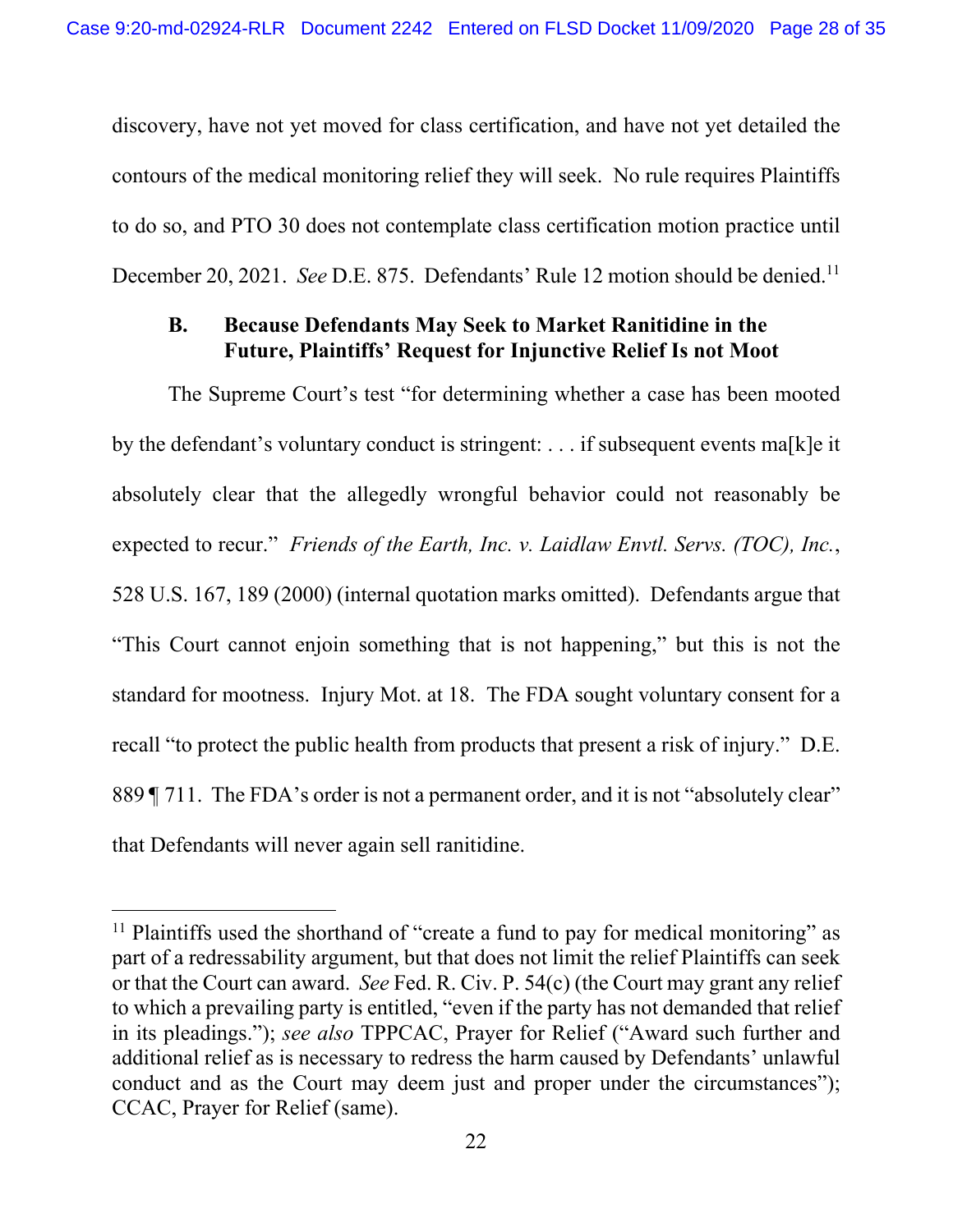discovery, have not yet moved for class certification, and have not yet detailed the contours of the medical monitoring relief they will seek. No rule requires Plaintiffs to do so, and PTO 30 does not contemplate class certification motion practice until December 20, 2021. *See* D.E. 875. Defendants' Rule 12 motion should be denied.[11]

### B. Because Defendants May Seek to Market Ranitidine in the Future, Plaintiffs' Request for Injunctive Relief Is not Moot

The Supreme Court's test "for determining whether a case has been mooted by the defendant's voluntary conduct is stringent: . . . if subsequent events ma[k]e it absolutely clear that the allegedly wrongful behavior could not reasonably be expected to recur." *Friends of the Earth, Inc. v. Laidlaw Envtl. Servs. (TOC), Inc.*, 528 U.S. 167, 189 (2000) (internal quotation marks omitted). Defendants argue that "This Court cannot enjoin something that is not happening," but this is not the standard for mootness. Injury Mot. at 18. The FDA sought voluntary consent for a recall "to protect the public health from products that present a risk of injury." D.E. 889 ¶ 711. The FDA's order is not a permanent order, and it is not "absolutely clear" that Defendants will never again sell ranitidine.

---

[11] Plaintiffs used the shorthand of "create a fund to pay for medical monitoring" as part of a redressability argument, but that does not limit the relief Plaintiffs can seek or that the Court can award. *See* Fed. R. Civ. P. 54(c) (the Court may grant any relief to which a prevailing party is entitled, "even if the party has not demanded that relief in its pleadings."); *see also* TPPCAC, Prayer for Relief ("Award such further and additional relief as is necessary to redress the harm caused by Defendants' unlawful conduct and as the Court may deem just and proper under the circumstances"); CCAC, Prayer for Relief (same).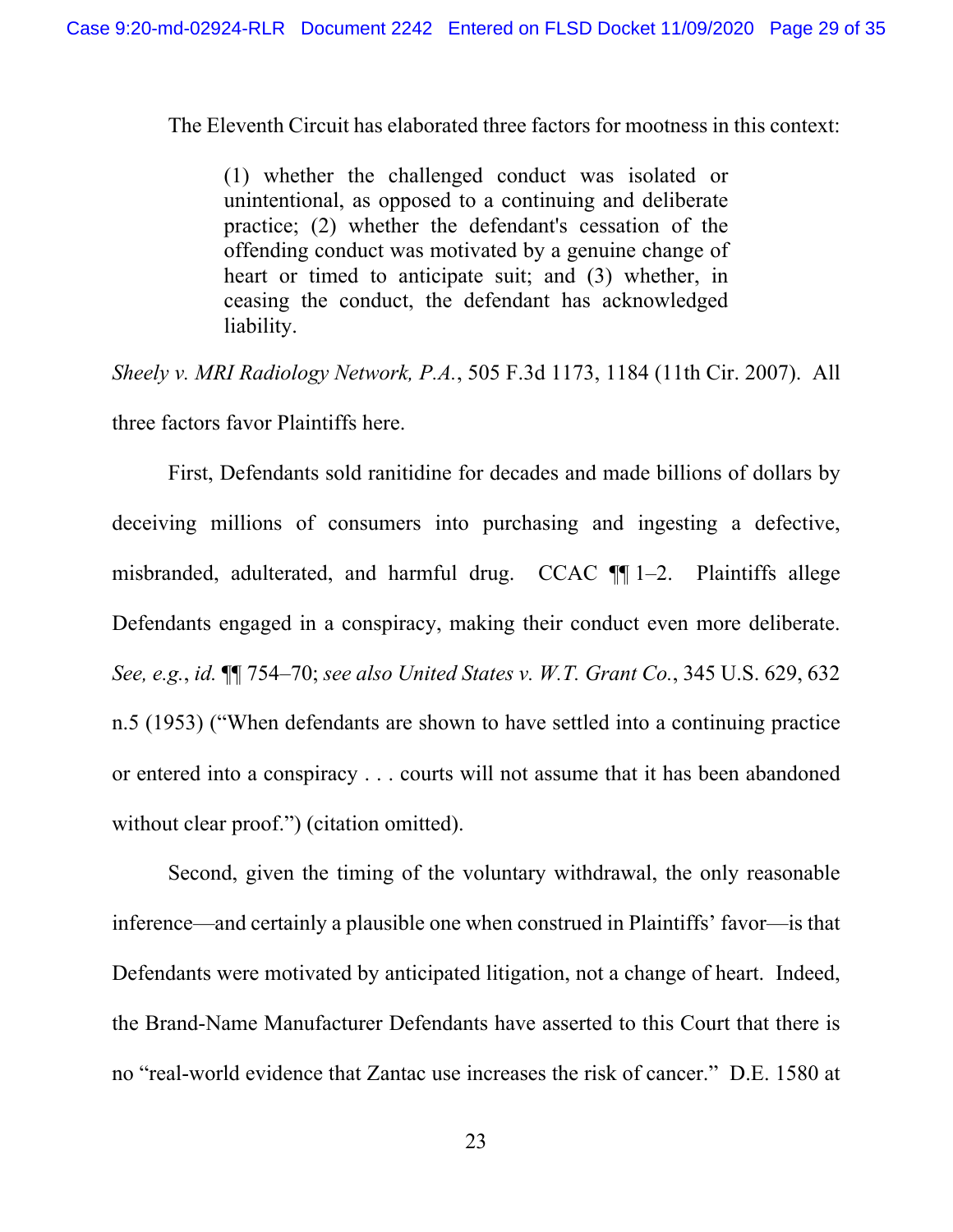The Eleventh Circuit has elaborated three factors for mootness in this context:

> (1) whether the challenged conduct was isolated or unintentional, as opposed to a continuing and deliberate practice; (2) whether the defendant's cessation of the offending conduct was motivated by a genuine change of heart or timed to anticipate suit; and (3) whether, in ceasing the conduct, the defendant has acknowledged liability.

*Sheely v. MRI Radiology Network, P.A.*, 505 F.3d 1173, 1184 (11th Cir. 2007). All three factors favor Plaintiffs here.

First, Defendants sold ranitidine for decades and made billions of dollars by deceiving millions of consumers into purchasing and ingesting a defective, misbranded, adulterated, and harmful drug. CCAC ¶¶ 1–2. Plaintiffs allege Defendants engaged in a conspiracy, making their conduct even more deliberate. *See, e.g.*, *id.* ¶¶ 754–70; *see also United States v. W.T. Grant Co.*, 345 U.S. 629, 632 n.5 (1953) ("When defendants are shown to have settled into a continuing practice or entered into a conspiracy . . . courts will not assume that it has been abandoned without clear proof.") (citation omitted).

Second, given the timing of the voluntary withdrawal, the only reasonable inference—and certainly a plausible one when construed in Plaintiffs' favor—is that Defendants were motivated by anticipated litigation, not a change of heart. Indeed, the Brand-Name Manufacturer Defendants have asserted to this Court that there is no "real-world evidence that Zantac use increases the risk of cancer." D.E. 1580 at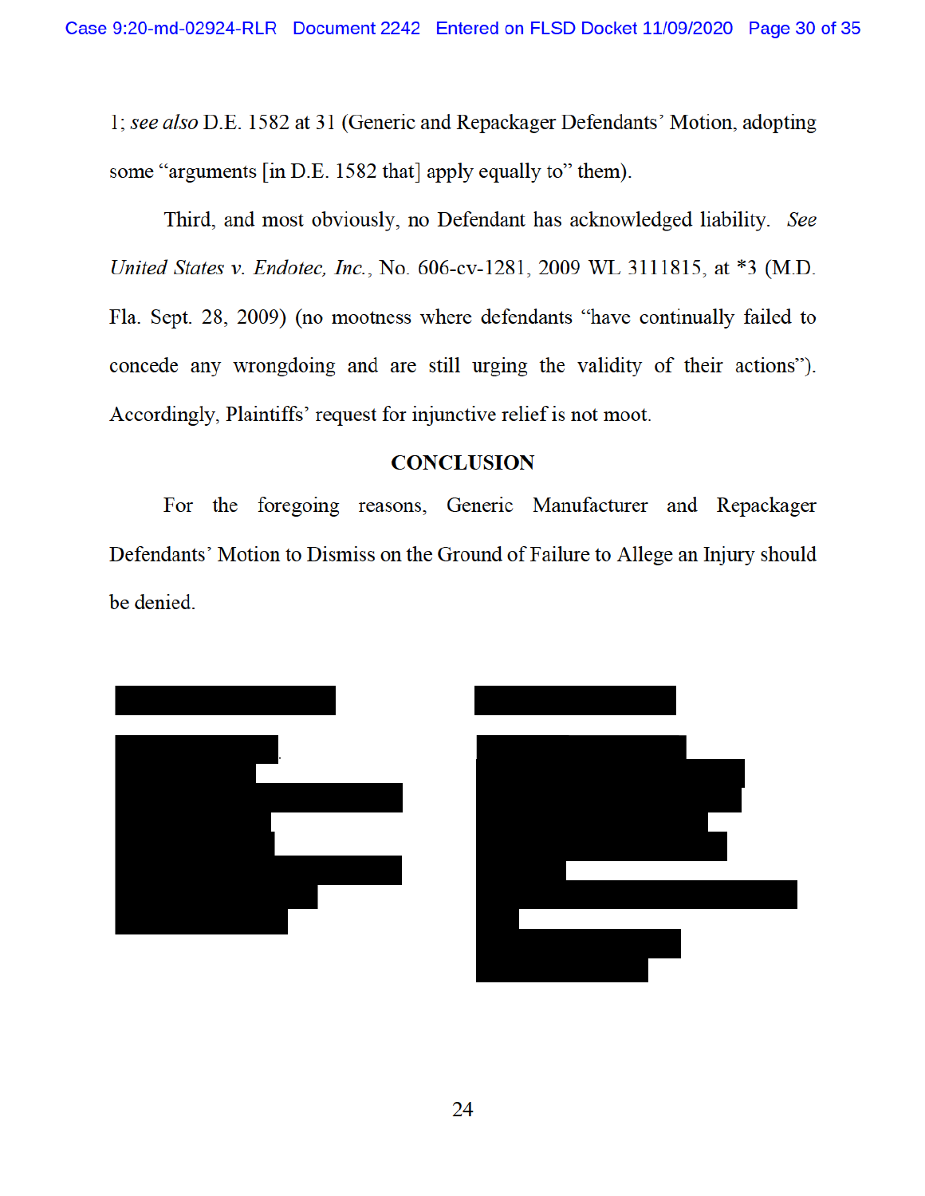1; *see also* D.E. 1582 at 31 (Generic and Repackager Defendants' Motion, adopting some "arguments [in D.E. 1582 that] apply equally to" them).

Third, and most obviously, no Defendant has acknowledged liability. *See United States v. Endotec, Inc.*, No. 606-cv-1281, 2009 WL 3111815, at *3 (M.D. Fla. Sept. 28, 2009) (no mootness where defendants "have continually failed to concede any wrongdoing and are still urging the validity of their actions"). Accordingly, Plaintiffs' request for injunctive relief is not moot.

## CONCLUSION

For the foregoing reasons, Generic Manufacturer and Repackager Defendants' Motion to Dismiss on the Ground of Failure to Allege an Injury should be denied.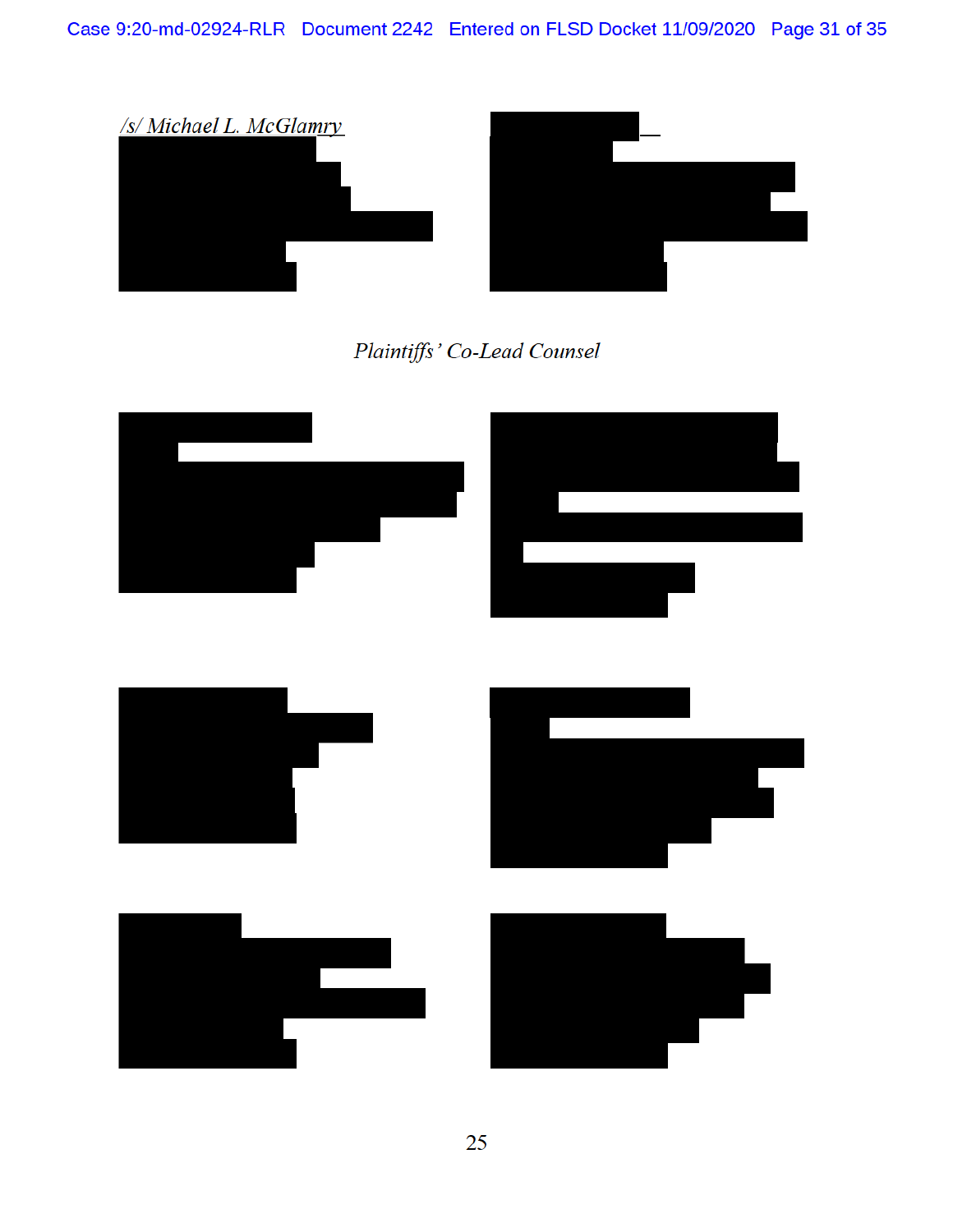*/s/ Michael L. McGlamry*

*Plaintiffs' Co-Lead Counsel*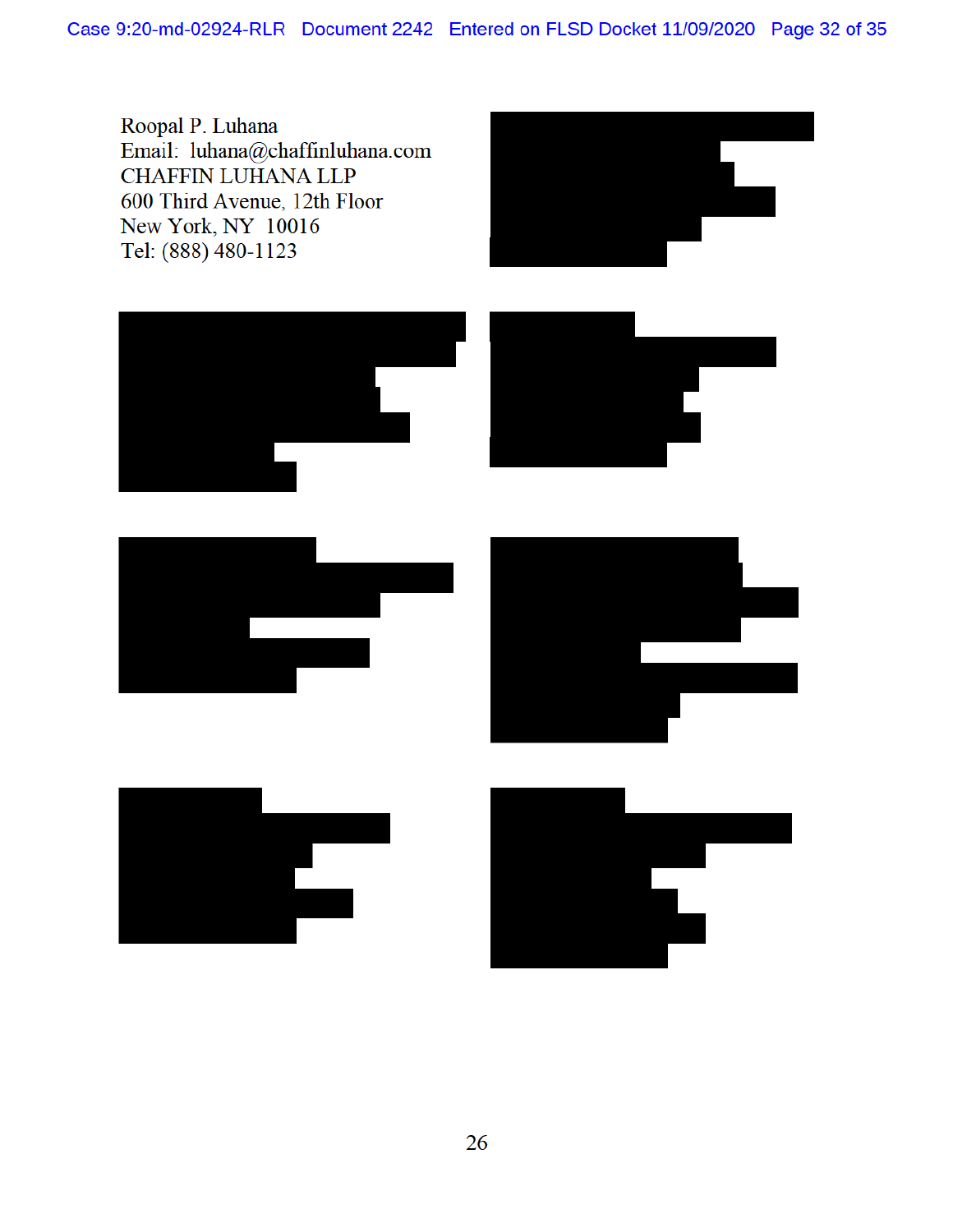Roopal P. Luhana
Email: luhana@chaffinluhana.com
CHAFFIN LUHANA LLP
600 Third Avenue, 12th Floor
New York, NY 10016
Tel: (888) 480-1123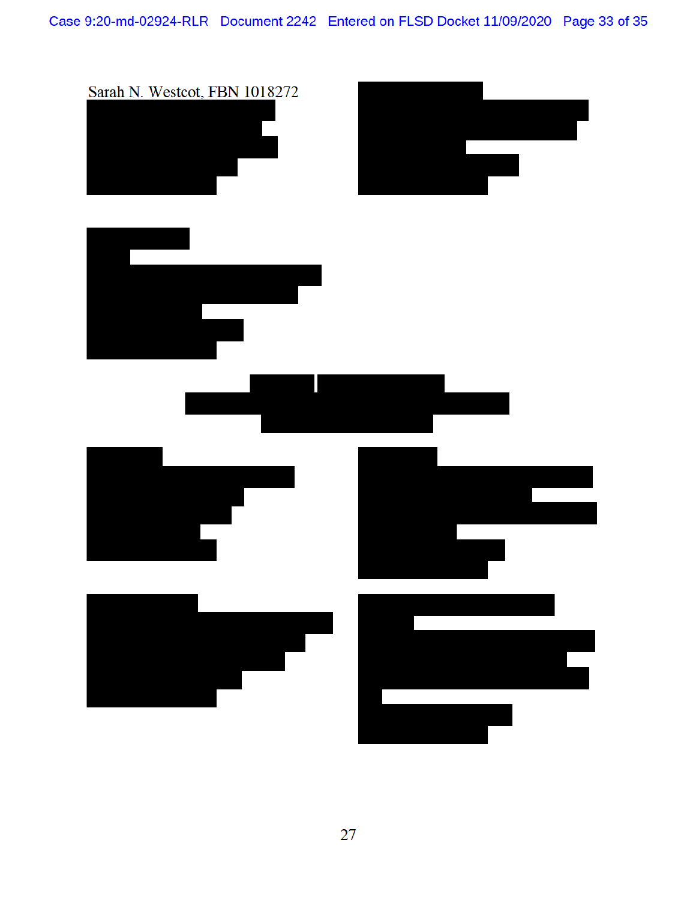Sarah N. Westcot, FBN 1018272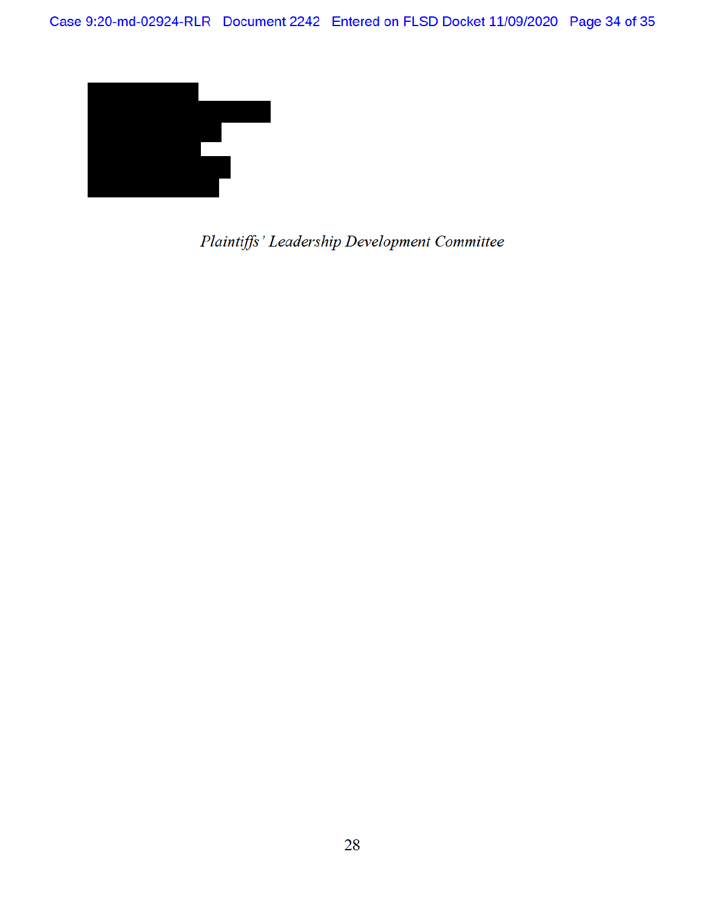*Plaintiffs' Leadership Development Committee*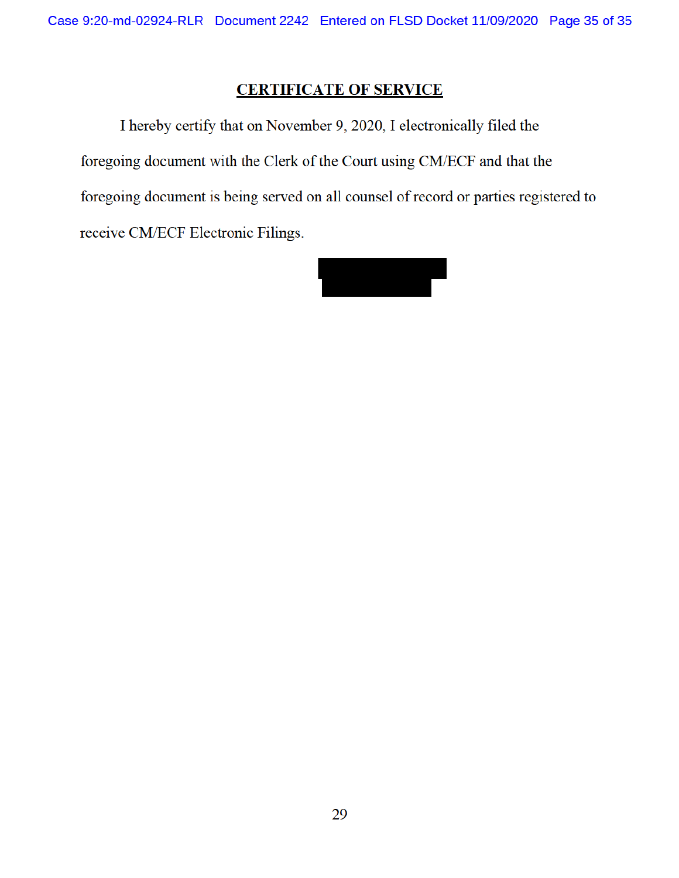## CERTIFICATE OF SERVICE

I hereby certify that on November 9, 2020, I electronically filed the foregoing document with the Clerk of the Court using CM/ECF and that the foregoing document is being served on all counsel of record or parties registered to receive CM/ECF Electronic Filings.